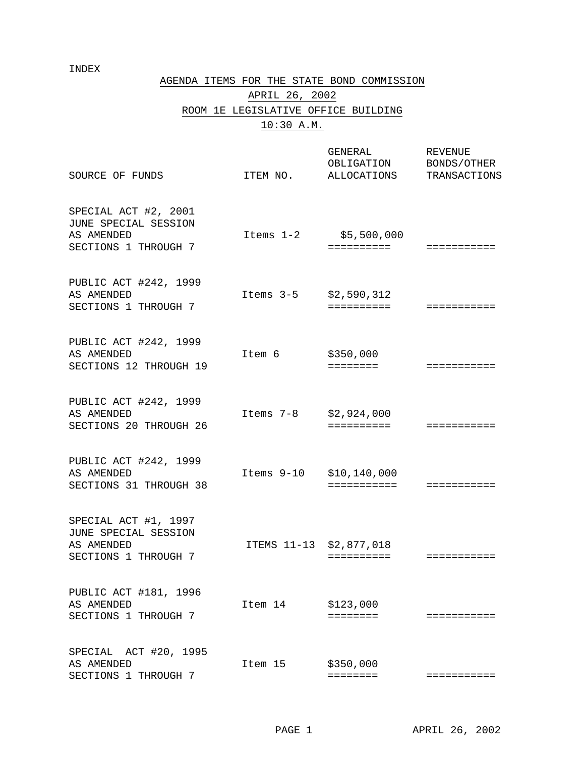INDEX

# AGENDA ITEMS FOR THE STATE BOND COMMISSION

## APRIL 26, 2002

## ROOM 1E LEGISLATIVE OFFICE BUILDING

## 10:30 A.M.

| SOURCE OF FUNDS | ITEM NO. | GENERAL OBLIGATION ALLOCATIONS | REVENUE BONDS/OTHER TRANSACTIONS |
|---|---|---|---|
| SPECIAL ACT #2, 2001 JUNE SPECIAL SESSION AS AMENDED SECTIONS 1 THROUGH 7 | Items 1-2 | $5,500,000 | |
| PUBLIC ACT #242, 1999 AS AMENDED SECTIONS 1 THROUGH 7 | Items 3-5 | $2,590,312 | |
| PUBLIC ACT #242, 1999 AS AMENDED SECTIONS 12 THROUGH 19 | Item 6 | $350,000 | |
| PUBLIC ACT #242, 1999 AS AMENDED SECTIONS 20 THROUGH 26 | Items 7-8 | $2,924,000 | |
| PUBLIC ACT #242, 1999 AS AMENDED SECTIONS 31 THROUGH 38 | Items 9-10 | $10,140,000 | |
| SPECIAL ACT #1, 1997 JUNE SPECIAL SESSION AS AMENDED SECTIONS 1 THROUGH 7 | ITEMS 11-13 | $2,877,018 | |
| PUBLIC ACT #181, 1996 AS AMENDED SECTIONS 1 THROUGH 7 | Item 14 | $123,000 | |
| SPECIAL ACT #20, 1995 AS AMENDED SECTIONS 1 THROUGH 7 | Item 15 | $350,000 | |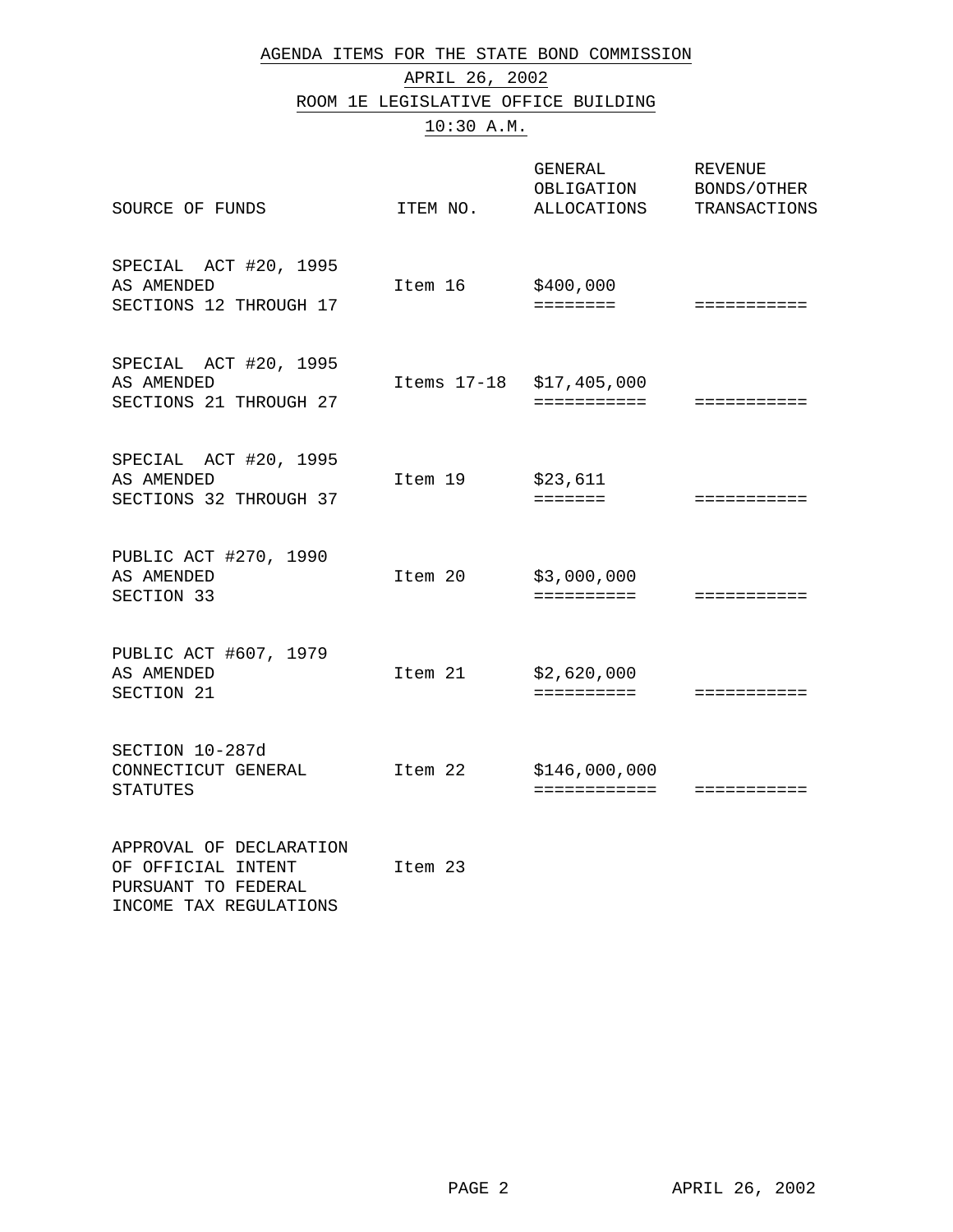AGENDA ITEMS FOR THE STATE BOND COMMISSION

APRIL 26, 2002

ROOM 1E LEGISLATIVE OFFICE BUILDING

10:30 A.M.

| SOURCE OF FUNDS | ITEM NO. | GENERAL OBLIGATION ALLOCATIONS | REVENUE BONDS/OTHER TRANSACTIONS |
|---|---|---|---|
| SPECIAL ACT #20, 1995 AS AMENDED SECTIONS 12 THROUGH 17 | Item 16 | $400,000 | |
| SPECIAL ACT #20, 1995 AS AMENDED SECTIONS 21 THROUGH 27 | Items 17-18 | $17,405,000 | |
| SPECIAL ACT #20, 1995 AS AMENDED SECTIONS 32 THROUGH 37 | Item 19 | $23,611 | |
| PUBLIC ACT #270, 1990 AS AMENDED SECTION 33 | Item 20 | $3,000,000 | |
| PUBLIC ACT #607, 1979 AS AMENDED SECTION 21 | Item 21 | $2,620,000 | |
| SECTION 10-287d CONNECTICUT GENERAL STATUTES | Item 22 | $146,000,000 | |
| APPROVAL OF DECLARATION OF OFFICIAL INTENT PURSUANT TO FEDERAL INCOME TAX REGULATIONS | Item 23 | | |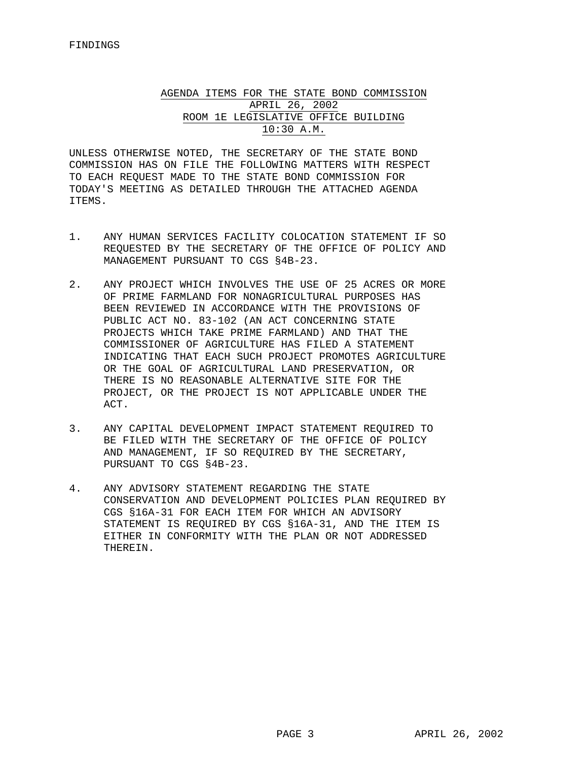FINDINGS

## AGENDA ITEMS FOR THE STATE BOND COMMISSION
## APRIL 26, 2002
## ROOM 1E LEGISLATIVE OFFICE BUILDING
## 10:30 A.M.

UNLESS OTHERWISE NOTED, THE SECRETARY OF THE STATE BOND COMMISSION HAS ON FILE THE FOLLOWING MATTERS WITH RESPECT TO EACH REQUEST MADE TO THE STATE BOND COMMISSION FOR TODAY'S MEETING AS DETAILED THROUGH THE ATTACHED AGENDA ITEMS.

1. ANY HUMAN SERVICES FACILITY COLOCATION STATEMENT IF SO REQUESTED BY THE SECRETARY OF THE OFFICE OF POLICY AND MANAGEMENT PURSUANT TO CGS §4B-23.

2. ANY PROJECT WHICH INVOLVES THE USE OF 25 ACRES OR MORE OF PRIME FARMLAND FOR NONAGRICULTURAL PURPOSES HAS BEEN REVIEWED IN ACCORDANCE WITH THE PROVISIONS OF PUBLIC ACT NO. 83-102 (AN ACT CONCERNING STATE PROJECTS WHICH TAKE PRIME FARMLAND) AND THAT THE COMMISSIONER OF AGRICULTURE HAS FILED A STATEMENT INDICATING THAT EACH SUCH PROJECT PROMOTES AGRICULTURE OR THE GOAL OF AGRICULTURAL LAND PRESERVATION, OR THERE IS NO REASONABLE ALTERNATIVE SITE FOR THE PROJECT, OR THE PROJECT IS NOT APPLICABLE UNDER THE ACT.

3. ANY CAPITAL DEVELOPMENT IMPACT STATEMENT REQUIRED TO BE FILED WITH THE SECRETARY OF THE OFFICE OF POLICY AND MANAGEMENT, IF SO REQUIRED BY THE SECRETARY, PURSUANT TO CGS §4B-23.

4. ANY ADVISORY STATEMENT REGARDING THE STATE CONSERVATION AND DEVELOPMENT POLICIES PLAN REQUIRED BY CGS §16A-31 FOR EACH ITEM FOR WHICH AN ADVISORY STATEMENT IS REQUIRED BY CGS §16A-31, AND THE ITEM IS EITHER IN CONFORMITY WITH THE PLAN OR NOT ADDRESSED THEREIN.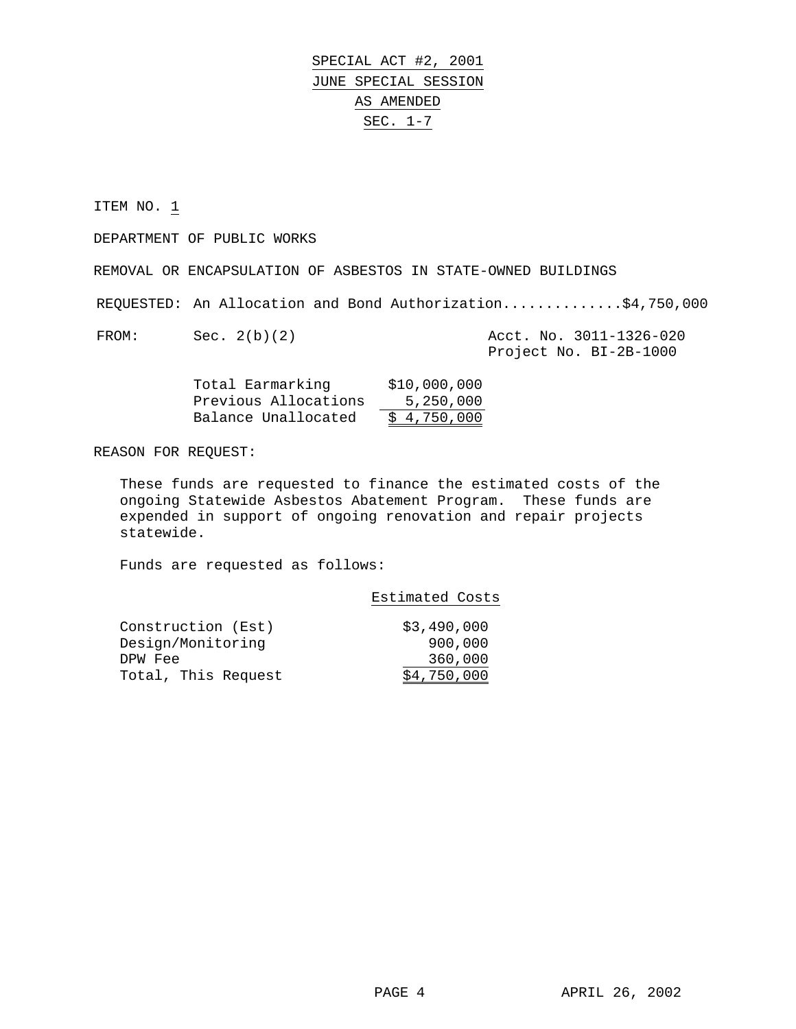# SPECIAL ACT #2, 2001
# JUNE SPECIAL SESSION
# AS AMENDED
# SEC. 1-7

ITEM NO. 1

DEPARTMENT OF PUBLIC WORKS

REMOVAL OR ENCAPSULATION OF ASBESTOS IN STATE-OWNED BUILDINGS

REQUESTED: An Allocation and Bond Authorization..............$4,750,000

FROM: Sec. 2(b)(2) — Acct. No. 3011-1326-020, Project No. BI-2B-1000

| | |
|---|---|
| Total Earmarking | $10,000,000 |
| Previous Allocations | 5,250,000 |
| Balance Unallocated | $ 4,750,000 |

REASON FOR REQUEST:

These funds are requested to finance the estimated costs of the ongoing Statewide Asbestos Abatement Program. These funds are expended in support of ongoing renovation and repair projects statewide.

Funds are requested as follows:

| | Estimated Costs |
|---|---|
| Construction (Est) | $3,490,000 |
| Design/Monitoring | 900,000 |
| DPW Fee | 360,000 |
| Total, This Request | $4,750,000 |

APRIL 26, 2002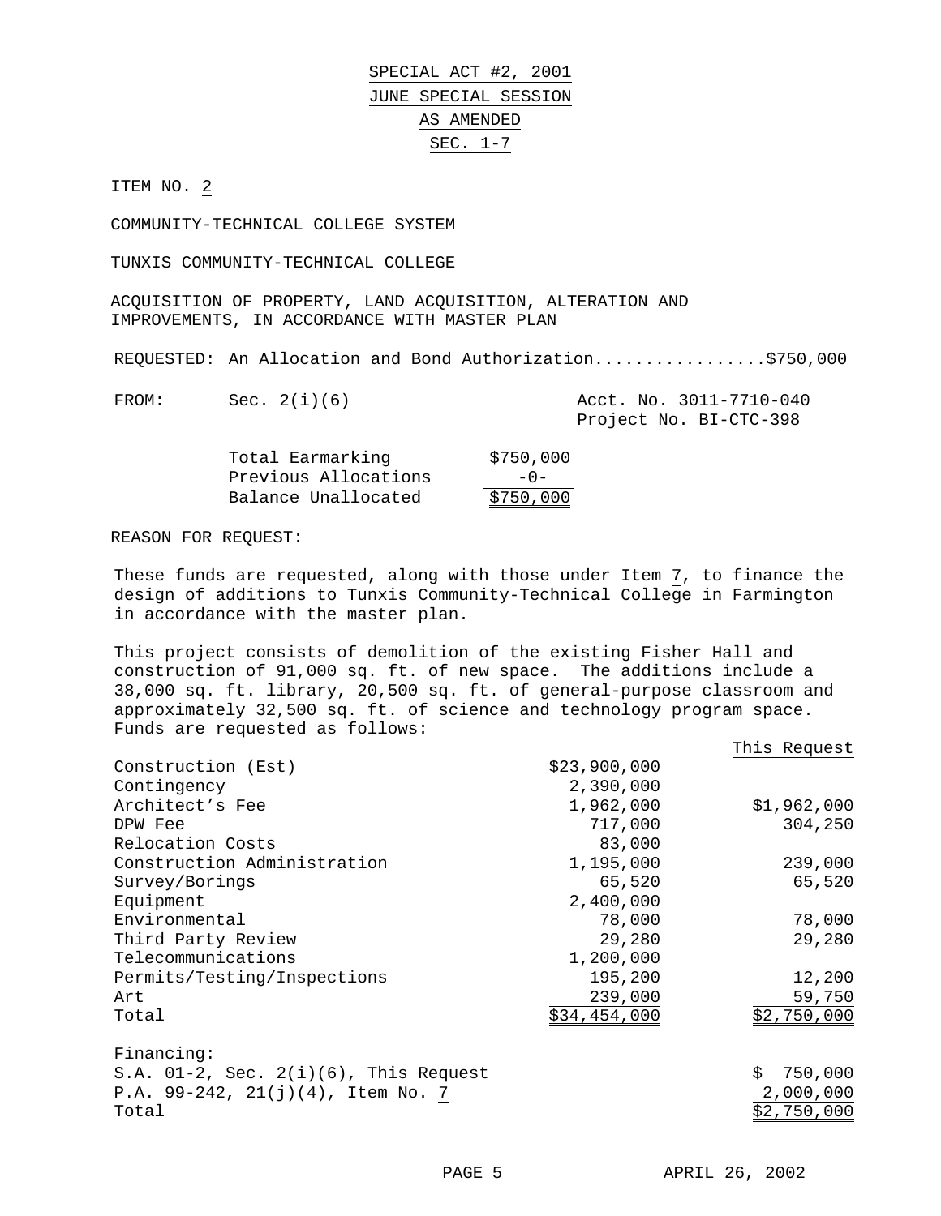SPECIAL ACT #2, 2001
JUNE SPECIAL SESSION
AS AMENDED
SEC. 1-7

ITEM NO. 2

COMMUNITY-TECHNICAL COLLEGE SYSTEM

TUNXIS COMMUNITY-TECHNICAL COLLEGE

ACQUISITION OF PROPERTY, LAND ACQUISITION, ALTERATION AND IMPROVEMENTS, IN ACCORDANCE WITH MASTER PLAN

REQUESTED: An Allocation and Bond Authorization.................$750,000

FROM: Sec. 2(i)(6) — Acct. No. 3011-7710-040, Project No. BI-CTC-398

| | |
|---|---|
| Total Earmarking | $750,000 |
| Previous Allocations | -0- |
| Balance Unallocated | $750,000 |

REASON FOR REQUEST:

These funds are requested, along with those under Item 7, to finance the design of additions to Tunxis Community-Technical College in Farmington in accordance with the master plan.

This project consists of demolition of the existing Fisher Hall and construction of 91,000 sq. ft. of new space. The additions include a 38,000 sq. ft. library, 20,500 sq. ft. of general-purpose classroom and approximately 32,500 sq. ft. of science and technology program space. Funds are requested as follows:

| | | This Request |
|---|---|---|
| Construction (Est) | $23,900,000 | |
| Contingency | 2,390,000 | |
| Architect's Fee | 1,962,000 | $1,962,000 |
| DPW Fee | 717,000 | 304,250 |
| Relocation Costs | 83,000 | |
| Construction Administration | 1,195,000 | 239,000 |
| Survey/Borings | 65,520 | 65,520 |
| Equipment | 2,400,000 | |
| Environmental | 78,000 | 78,000 |
| Third Party Review | 29,280 | 29,280 |
| Telecommunications | 1,200,000 | |
| Permits/Testing/Inspections | 195,200 | 12,200 |
| Art | 239,000 | 59,750 |
| Total | $34,454,000 | $2,750,000 |

Financing:

| | |
|---|---|
| S.A. 01-2, Sec. 2(i)(6), This Request | $ 750,000 |
| P.A. 99-242, 21(j)(4), Item No. 7 | 2,000,000 |
| Total | $2,750,000 |

APRIL 26, 2002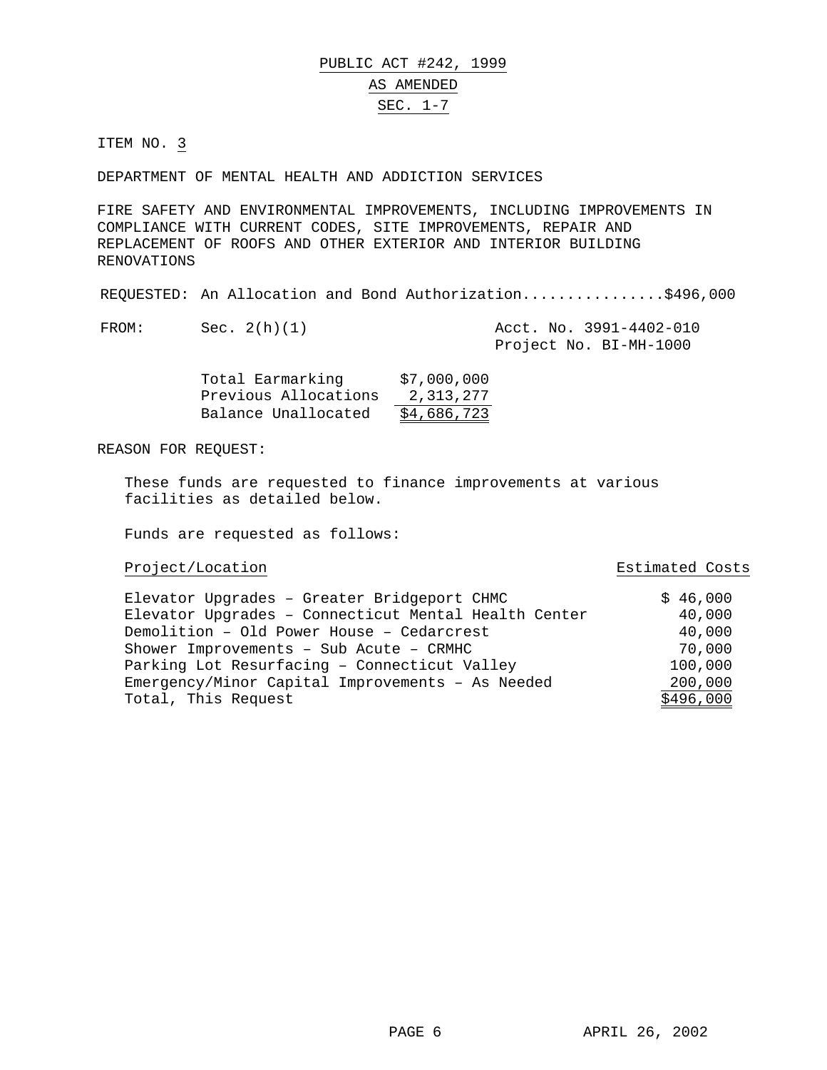PUBLIC ACT #242, 1999

AS AMENDED

SEC. 1-7

ITEM NO. 3

DEPARTMENT OF MENTAL HEALTH AND ADDICTION SERVICES

FIRE SAFETY AND ENVIRONMENTAL IMPROVEMENTS, INCLUDING IMPROVEMENTS IN COMPLIANCE WITH CURRENT CODES, SITE IMPROVEMENTS, REPAIR AND REPLACEMENT OF ROOFS AND OTHER EXTERIOR AND INTERIOR BUILDING RENOVATIONS

REQUESTED: An Allocation and Bond Authorization................$496,000

FROM: Sec. 2(h)(1) — Acct. No. 3991-4402-010, Project No. BI-MH-1000

| | |
|---|---|
| Total Earmarking | $7,000,000 |
| Previous Allocations | 2,313,277 |
| Balance Unallocated | $4,686,723 |

REASON FOR REQUEST:

These funds are requested to finance improvements at various facilities as detailed below.

Funds are requested as follows:

| Project/Location | Estimated Costs |
|---|---|
| Elevator Upgrades – Greater Bridgeport CHMC | $ 46,000 |
| Elevator Upgrades – Connecticut Mental Health Center | 40,000 |
| Demolition – Old Power House – Cedarcrest | 40,000 |
| Shower Improvements – Sub Acute – CRMHC | 70,000 |
| Parking Lot Resurfacing – Connecticut Valley | 100,000 |
| Emergency/Minor Capital Improvements – As Needed | 200,000 |
| Total, This Request | $496,000 |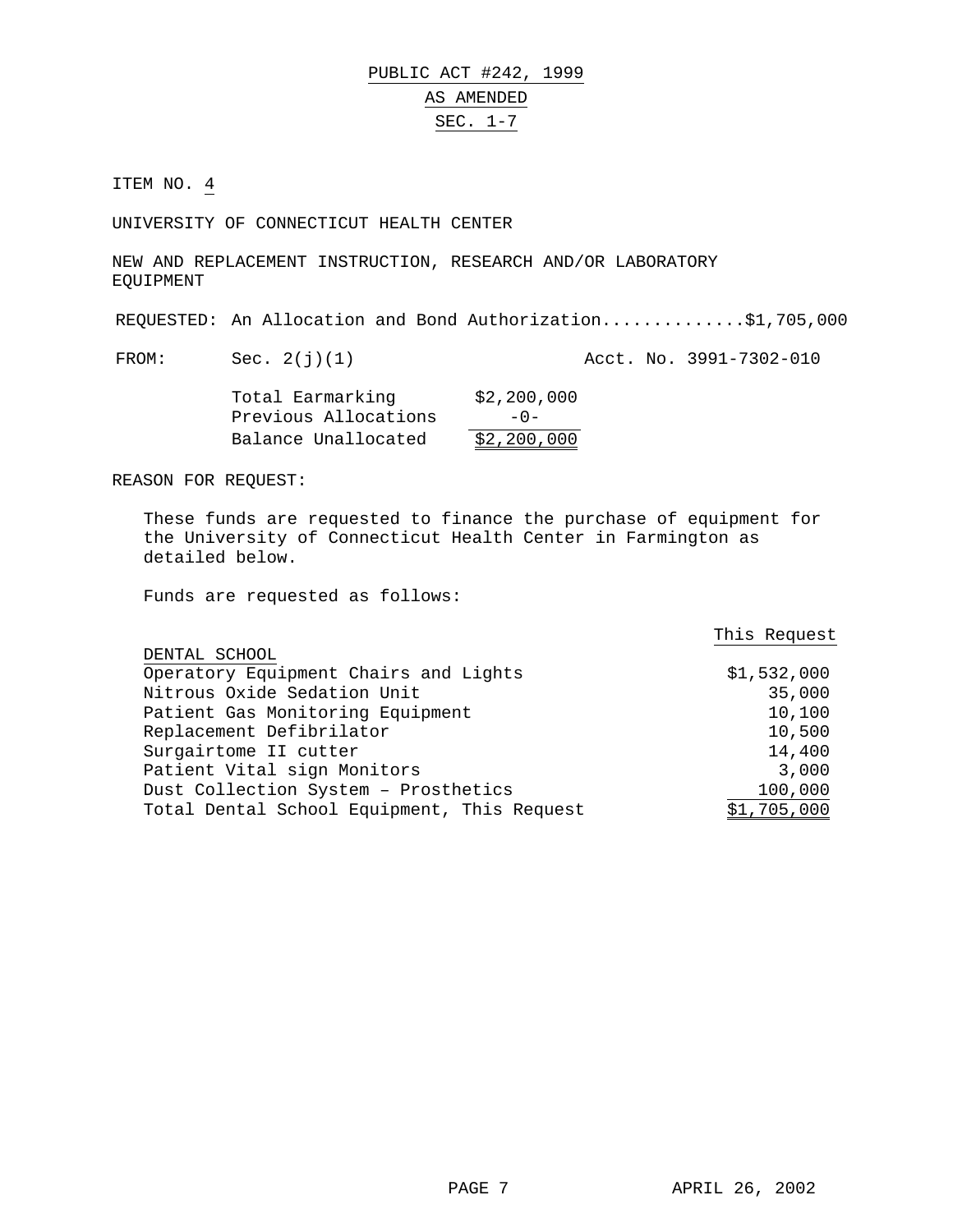PUBLIC ACT #242, 1999

AS AMENDED

SEC. 1-7

ITEM NO. 4

UNIVERSITY OF CONNECTICUT HEALTH CENTER

NEW AND REPLACEMENT INSTRUCTION, RESEARCH AND/OR LABORATORY EQUIPMENT

REQUESTED: An Allocation and Bond Authorization.............$1,705,000

FROM: Sec. 2(j)(1) Acct. No. 3991-7302-010

| | |
|---|---|
| Total Earmarking | $2,200,000 |
| Previous Allocations | -0- |
| Balance Unallocated | $2,200,000 |

REASON FOR REQUEST:

These funds are requested to finance the purchase of equipment for the University of Connecticut Health Center in Farmington as detailed below.

Funds are requested as follows:

| | This Request |
|---|---|
| DENTAL SCHOOL | |
| Operatory Equipment Chairs and Lights | $1,532,000 |
| Nitrous Oxide Sedation Unit | 35,000 |
| Patient Gas Monitoring Equipment | 10,100 |
| Replacement Defibrilator | 10,500 |
| Surgairtome II cutter | 14,400 |
| Patient Vital sign Monitors | 3,000 |
| Dust Collection System – Prosthetics | 100,000 |
| Total Dental School Equipment, This Request | $1,705,000 |

APRIL 26, 2002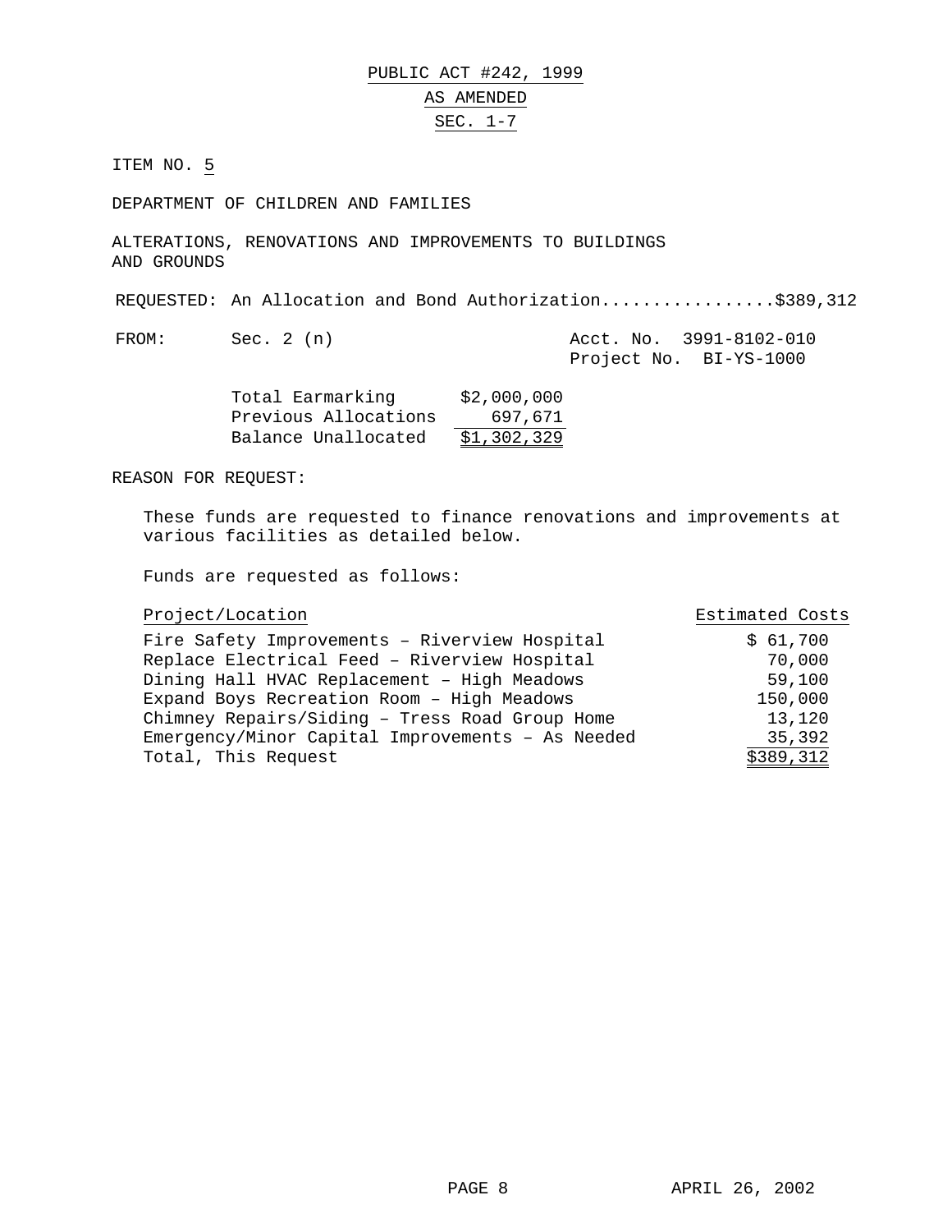PUBLIC ACT #242, 1999

AS AMENDED

SEC. 1-7

ITEM NO. 5

DEPARTMENT OF CHILDREN AND FAMILIES

ALTERATIONS, RENOVATIONS AND IMPROVEMENTS TO BUILDINGS AND GROUNDS

REQUESTED: An Allocation and Bond Authorization.................$389,312

FROM: Sec. 2 (n) Acct. No. 3991-8102-010
Project No. BI-YS-1000

| | |
|---|---|
| Total Earmarking | $2,000,000 |
| Previous Allocations | 697,671 |
| Balance Unallocated | $1,302,329 |

REASON FOR REQUEST:

These funds are requested to finance renovations and improvements at various facilities as detailed below.

Funds are requested as follows:

| Project/Location | Estimated Costs |
|---|---|
| Fire Safety Improvements – Riverview Hospital | $ 61,700 |
| Replace Electrical Feed – Riverview Hospital | 70,000 |
| Dining Hall HVAC Replacement – High Meadows | 59,100 |
| Expand Boys Recreation Room – High Meadows | 150,000 |
| Chimney Repairs/Siding – Tress Road Group Home | 13,120 |
| Emergency/Minor Capital Improvements – As Needed | 35,392 |
| Total, This Request | $389,312 |

APRIL 26, 2002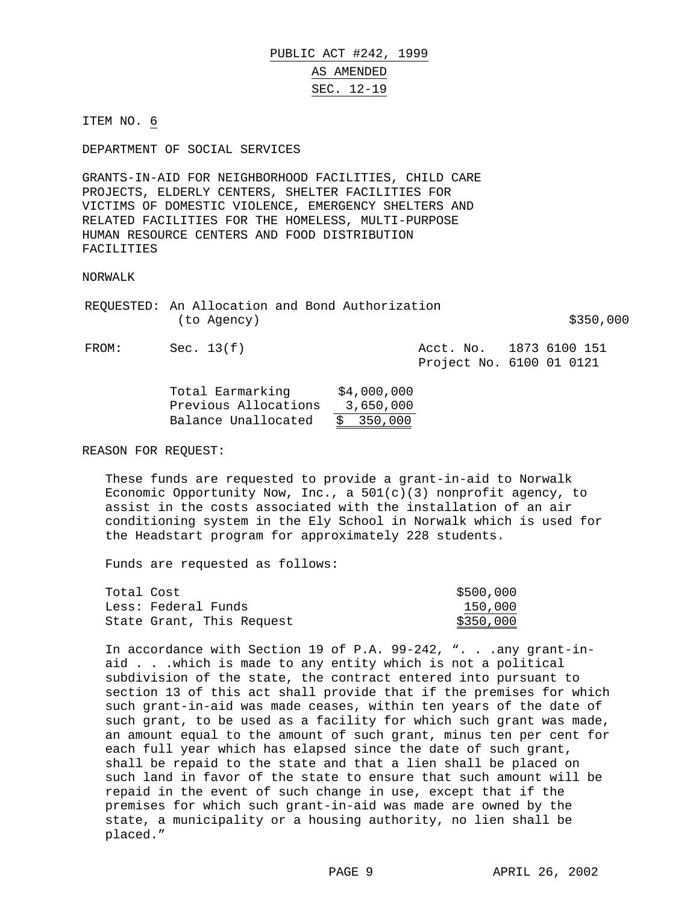PUBLIC ACT #242, 1999

AS AMENDED

SEC. 12-19

ITEM NO. 6

DEPARTMENT OF SOCIAL SERVICES

GRANTS-IN-AID FOR NEIGHBORHOOD FACILITIES, CHILD CARE PROJECTS, ELDERLY CENTERS, SHELTER FACILITIES FOR VICTIMS OF DOMESTIC VIOLENCE, EMERGENCY SHELTERS AND RELATED FACILITIES FOR THE HOMELESS, MULTI-PURPOSE HUMAN RESOURCE CENTERS AND FOOD DISTRIBUTION FACILITIES

NORWALK

REQUESTED: An Allocation and Bond Authorization (to Agency) $350,000

FROM: Sec. 13(f) Acct. No. 1873 6100 151
Project No. 6100 01 0121

| | |
|---|---|
| Total Earmarking | $4,000,000 |
| Previous Allocations | 3,650,000 |
| Balance Unallocated | $ 350,000 |

REASON FOR REQUEST:

These funds are requested to provide a grant-in-aid to Norwalk Economic Opportunity Now, Inc., a 501(c)(3) nonprofit agency, to assist in the costs associated with the installation of an air conditioning system in the Ely School in Norwalk which is used for the Headstart program for approximately 228 students.

Funds are requested as follows:

| | |
|---|---|
| Total Cost | $500,000 |
| Less: Federal Funds | 150,000 |
| State Grant, This Request | $350,000 |

In accordance with Section 19 of P.A. 99-242, ". . .any grant-in-aid . . .which is made to any entity which is not a political subdivision of the state, the contract entered into pursuant to section 13 of this act shall provide that if the premises for which such grant-in-aid was made ceases, within ten years of the date of such grant, to be used as a facility for which such grant was made, an amount equal to the amount of such grant, minus ten per cent for each full year which has elapsed since the date of such grant, shall be repaid to the state and that a lien shall be placed on such land in favor of the state to ensure that such amount will be repaid in the event of such change in use, except that if the premises for which such grant-in-aid was made are owned by the state, a municipality or a housing authority, no lien shall be placed."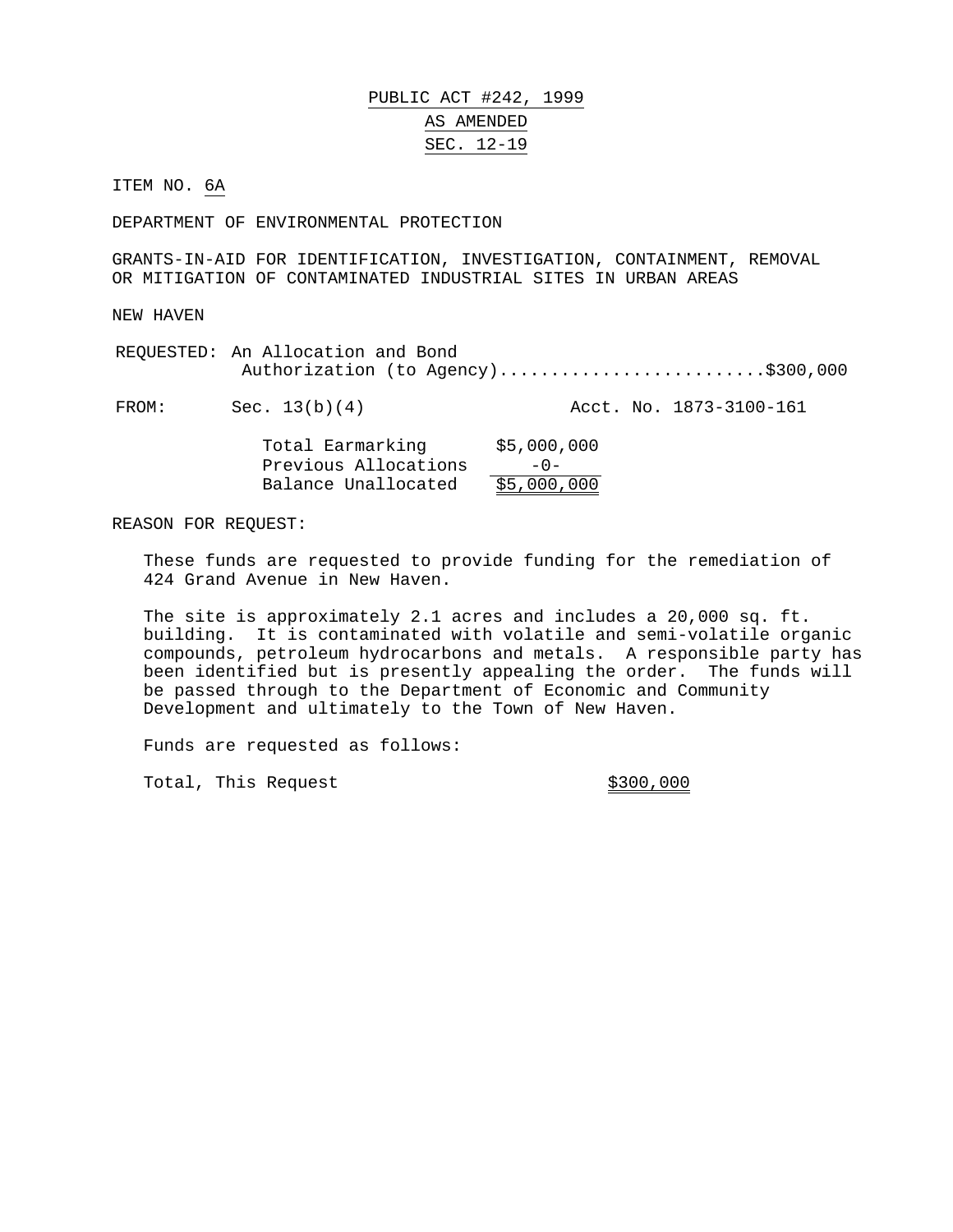PUBLIC ACT #242, 1999

AS AMENDED

SEC. 12-19

ITEM NO. 6A

DEPARTMENT OF ENVIRONMENTAL PROTECTION

GRANTS-IN-AID FOR IDENTIFICATION, INVESTIGATION, CONTAINMENT, REMOVAL OR MITIGATION OF CONTAMINATED INDUSTRIAL SITES IN URBAN AREAS

NEW HAVEN

REQUESTED: An Allocation and Bond Authorization (to Agency)..........................$300,000

FROM: Sec. 13(b)(4) Acct. No. 1873-3100-161

| | |
|---|---|
| Total Earmarking | $5,000,000 |
| Previous Allocations | -0- |
| Balance Unallocated | $5,000,000 |

REASON FOR REQUEST:

These funds are requested to provide funding for the remediation of 424 Grand Avenue in New Haven.

The site is approximately 2.1 acres and includes a 20,000 sq. ft. building. It is contaminated with volatile and semi-volatile organic compounds, petroleum hydrocarbons and metals. A responsible party has been identified but is presently appealing the order. The funds will be passed through to the Department of Economic and Community Development and ultimately to the Town of New Haven.

Funds are requested as follows:

Total, This Request $300,000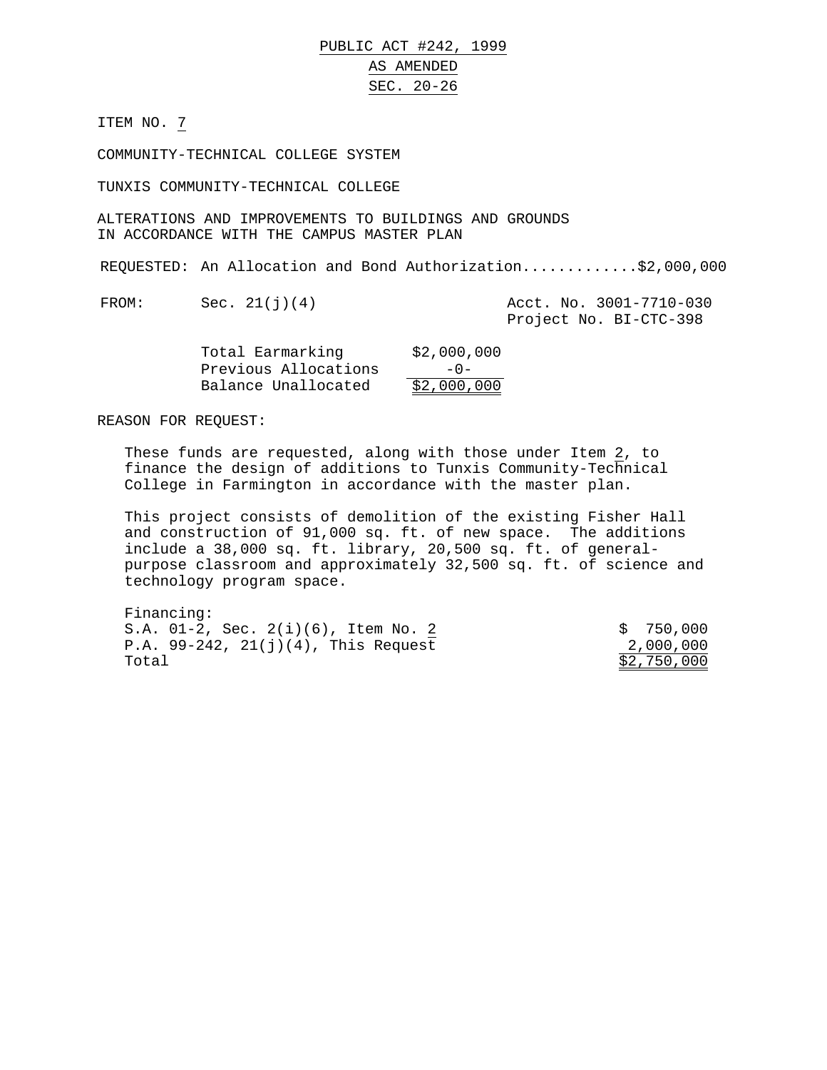PUBLIC ACT #242, 1999

AS AMENDED

SEC. 20-26

ITEM NO. 7

COMMUNITY-TECHNICAL COLLEGE SYSTEM

TUNXIS COMMUNITY-TECHNICAL COLLEGE

ALTERATIONS AND IMPROVEMENTS TO BUILDINGS AND GROUNDS IN ACCORDANCE WITH THE CAMPUS MASTER PLAN

REQUESTED: An Allocation and Bond Authorization............$2,000,000

FROM: Sec. 21(j)(4) Acct. No. 3001-7710-030
Project No. BI-CTC-398

| | |
|---|---|
| Total Earmarking | $2,000,000 |
| Previous Allocations | -0- |
| Balance Unallocated | $2,000,000 |

REASON FOR REQUEST:

These funds are requested, along with those under Item 2, to finance the design of additions to Tunxis Community-Technical College in Farmington in accordance with the master plan.

This project consists of demolition of the existing Fisher Hall and construction of 91,000 sq. ft. of new space. The additions include a 38,000 sq. ft. library, 20,500 sq. ft. of general-purpose classroom and approximately 32,500 sq. ft. of science and technology program space.

Financing:

| | |
|---|---|
| S.A. 01-2, Sec. 2(i)(6), Item No. 2 | $ 750,000 |
| P.A. 99-242, 21(j)(4), This Request | 2,000,000 |
| Total | $2,750,000 |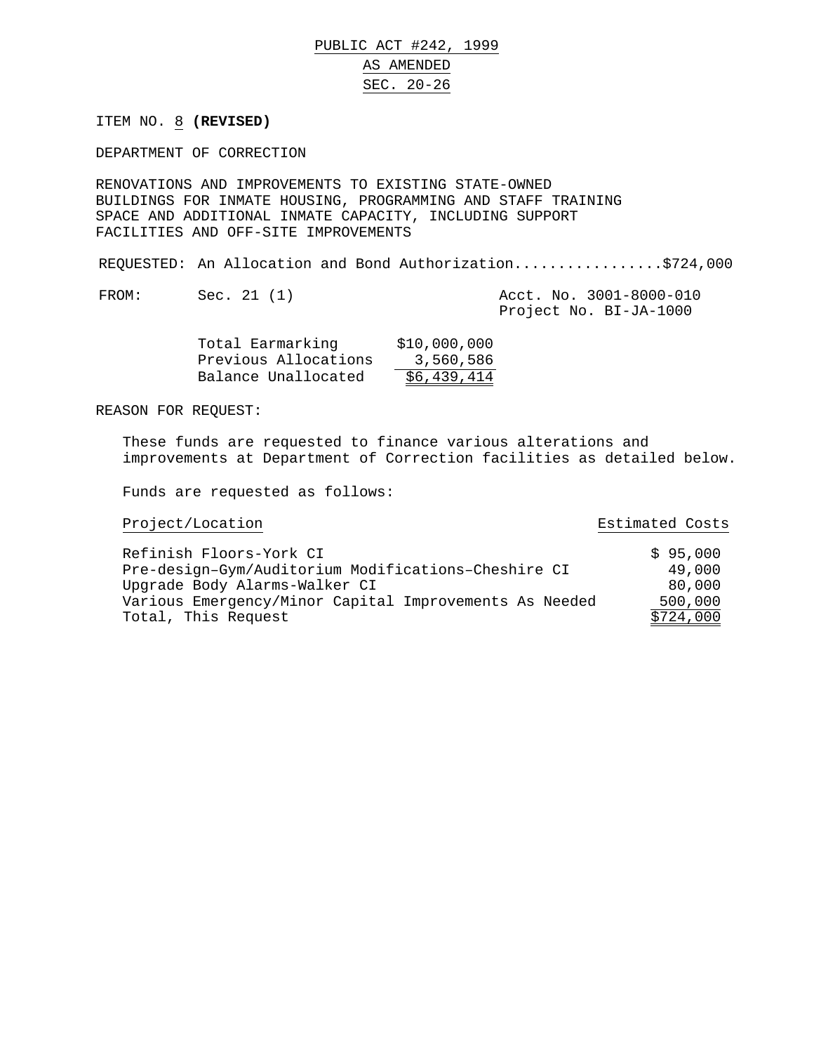PUBLIC ACT #242, 1999

AS AMENDED

SEC. 20-26

ITEM NO. 8 **(REVISED)**

DEPARTMENT OF CORRECTION

RENOVATIONS AND IMPROVEMENTS TO EXISTING STATE-OWNED BUILDINGS FOR INMATE HOUSING, PROGRAMMING AND STAFF TRAINING SPACE AND ADDITIONAL INMATE CAPACITY, INCLUDING SUPPORT FACILITIES AND OFF-SITE IMPROVEMENTS

REQUESTED: An Allocation and Bond Authorization.................$724,000

FROM: Sec. 21 (1) — Acct. No. 3001-8000-010, Project No. BI-JA-1000

| | |
|---|---|
| Total Earmarking | $10,000,000 |
| Previous Allocations | 3,560,586 |
| Balance Unallocated | $6,439,414 |

REASON FOR REQUEST:

These funds are requested to finance various alterations and improvements at Department of Correction facilities as detailed below.

Funds are requested as follows:

| Project/Location | Estimated Costs |
|---|---|
| Refinish Floors-York CI | $ 95,000 |
| Pre-design–Gym/Auditorium Modifications–Cheshire CI | 49,000 |
| Upgrade Body Alarms-Walker CI | 80,000 |
| Various Emergency/Minor Capital Improvements As Needed | 500,000 |
| Total, This Request | $724,000 |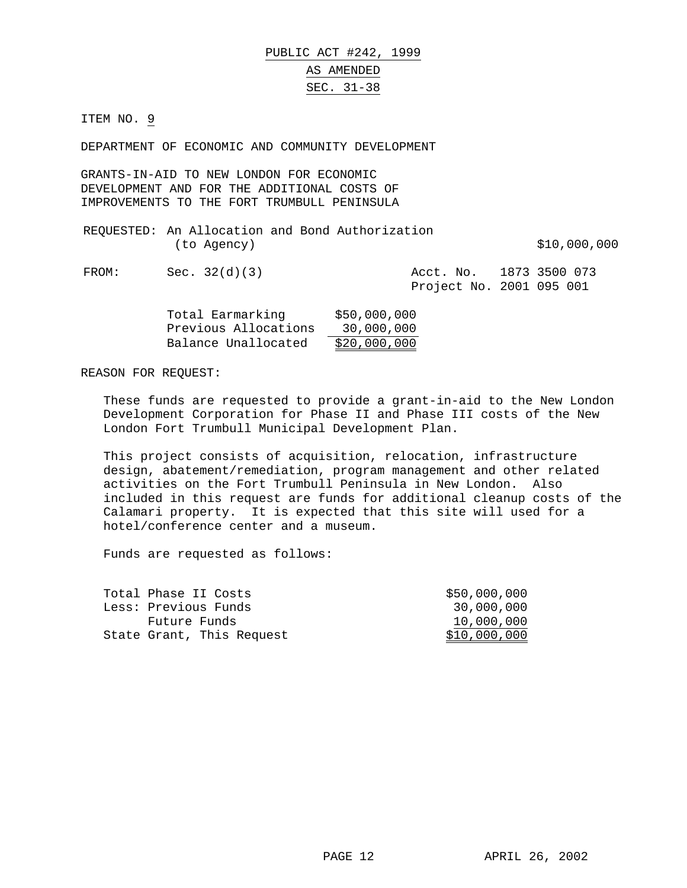PUBLIC ACT #242, 1999

AS AMENDED

SEC. 31-38

ITEM NO. 9

DEPARTMENT OF ECONOMIC AND COMMUNITY DEVELOPMENT

GRANTS-IN-AID TO NEW LONDON FOR ECONOMIC DEVELOPMENT AND FOR THE ADDITIONAL COSTS OF IMPROVEMENTS TO THE FORT TRUMBULL PENINSULA

REQUESTED: An Allocation and Bond Authorization (to Agency) $10,000,000

FROM: Sec. 32(d)(3) Acct. No. 1873 3500 073
Project No. 2001 095 001

| | |
|---|---|
| Total Earmarking | $50,000,000 |
| Previous Allocations | 30,000,000 |
| Balance Unallocated | $20,000,000 |

REASON FOR REQUEST:

These funds are requested to provide a grant-in-aid to the New London Development Corporation for Phase II and Phase III costs of the New London Fort Trumbull Municipal Development Plan.

This project consists of acquisition, relocation, infrastructure design, abatement/remediation, program management and other related activities on the Fort Trumbull Peninsula in New London. Also included in this request are funds for additional cleanup costs of the Calamari property. It is expected that this site will used for a hotel/conference center and a museum.

Funds are requested as follows:

| | |
|---|---|
| Total Phase II Costs | $50,000,000 |
| Less: Previous Funds | 30,000,000 |
| Future Funds | 10,000,000 |
| State Grant, This Request | $10,000,000 |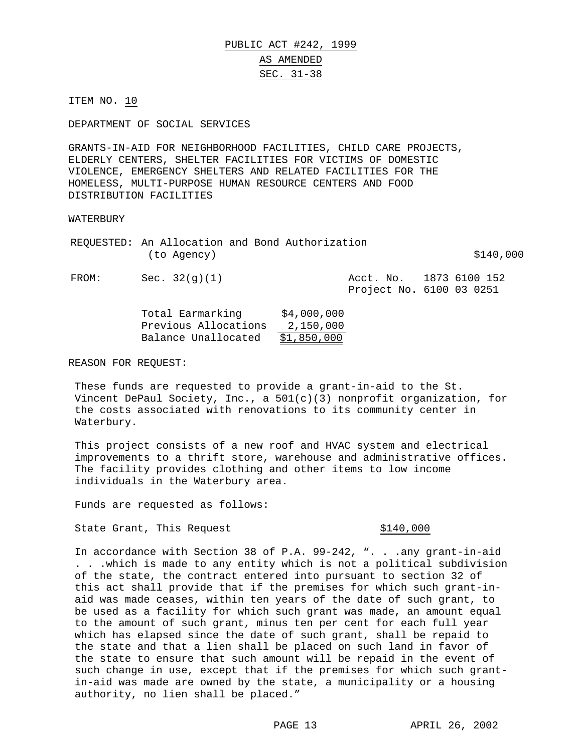PUBLIC ACT #242, 1999

AS AMENDED

SEC. 31-38

ITEM NO. 10

DEPARTMENT OF SOCIAL SERVICES

GRANTS-IN-AID FOR NEIGHBORHOOD FACILITIES, CHILD CARE PROJECTS, ELDERLY CENTERS, SHELTER FACILITIES FOR VICTIMS OF DOMESTIC VIOLENCE, EMERGENCY SHELTERS AND RELATED FACILITIES FOR THE HOMELESS, MULTI-PURPOSE HUMAN RESOURCE CENTERS AND FOOD DISTRIBUTION FACILITIES

WATERBURY

REQUESTED: An Allocation and Bond Authorization (to Agency) $140,000

FROM: Sec. 32(g)(1) Acct. No. 1873 6100 152
Project No. 6100 03 0251

| | |
|---|---|
| Total Earmarking | $4,000,000 |
| Previous Allocations | 2,150,000 |
| Balance Unallocated | $1,850,000 |

REASON FOR REQUEST:

These funds are requested to provide a grant-in-aid to the St. Vincent DePaul Society, Inc., a 501(c)(3) nonprofit organization, for the costs associated with renovations to its community center in Waterbury.

This project consists of a new roof and HVAC system and electrical improvements to a thrift store, warehouse and administrative offices. The facility provides clothing and other items to low income individuals in the Waterbury area.

Funds are requested as follows:

State Grant, This Request $140,000

In accordance with Section 38 of P.A. 99-242, ". . .any grant-in-aid . . .which is made to any entity which is not a political subdivision of the state, the contract entered into pursuant to section 32 of this act shall provide that if the premises for which such grant-in-aid was made ceases, within ten years of the date of such grant, to be used as a facility for which such grant was made, an amount equal to the amount of such grant, minus ten per cent for each full year which has elapsed since the date of such grant, shall be repaid to the state and that a lien shall be placed on such land in favor of the state to ensure that such amount will be repaid in the event of such change in use, except that if the premises for which such grant-in-aid was made are owned by the state, a municipality or a housing authority, no lien shall be placed."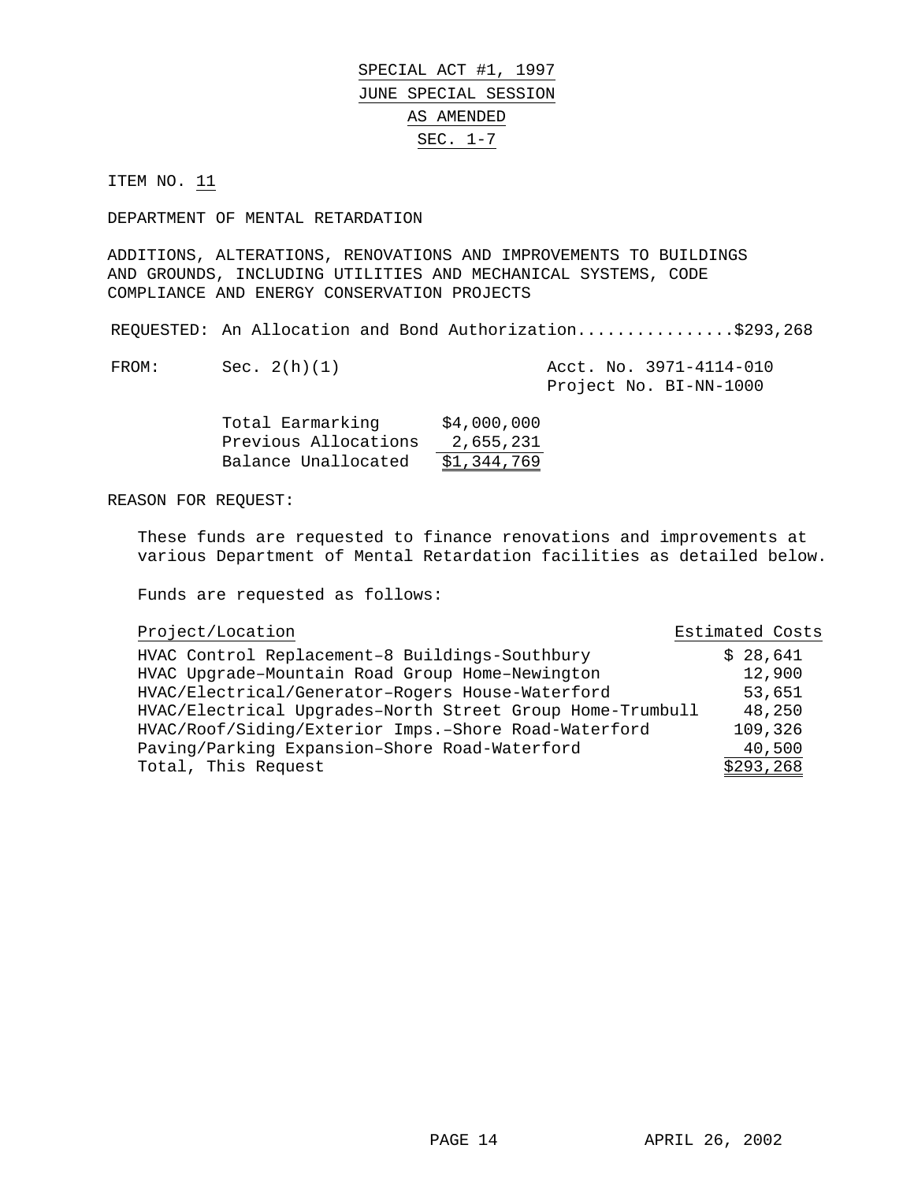# SPECIAL ACT #1, 1997
# JUNE SPECIAL SESSION
# AS AMENDED
# SEC. 1-7

ITEM NO. 11

DEPARTMENT OF MENTAL RETARDATION

ADDITIONS, ALTERATIONS, RENOVATIONS AND IMPROVEMENTS TO BUILDINGS AND GROUNDS, INCLUDING UTILITIES AND MECHANICAL SYSTEMS, CODE COMPLIANCE AND ENERGY CONSERVATION PROJECTS

REQUESTED: An Allocation and Bond Authorization................$293,268

FROM: Sec. 2(h)(1) — Acct. No. 3971-4114-010, Project No. BI-NN-1000

| | |
|---|---|
| Total Earmarking | $4,000,000 |
| Previous Allocations | 2,655,231 |
| Balance Unallocated | $1,344,769 |

REASON FOR REQUEST:

These funds are requested to finance renovations and improvements at various Department of Mental Retardation facilities as detailed below.

Funds are requested as follows:

| Project/Location | Estimated Costs |
|---|---|
| HVAC Control Replacement–8 Buildings-Southbury | $ 28,641 |
| HVAC Upgrade–Mountain Road Group Home–Newington | 12,900 |
| HVAC/Electrical/Generator–Rogers House-Waterford | 53,651 |
| HVAC/Electrical Upgrades–North Street Group Home-Trumbull | 48,250 |
| HVAC/Roof/Siding/Exterior Imps.–Shore Road-Waterford | 109,326 |
| Paving/Parking Expansion–Shore Road-Waterford | 40,500 |
| Total, This Request | $293,268 |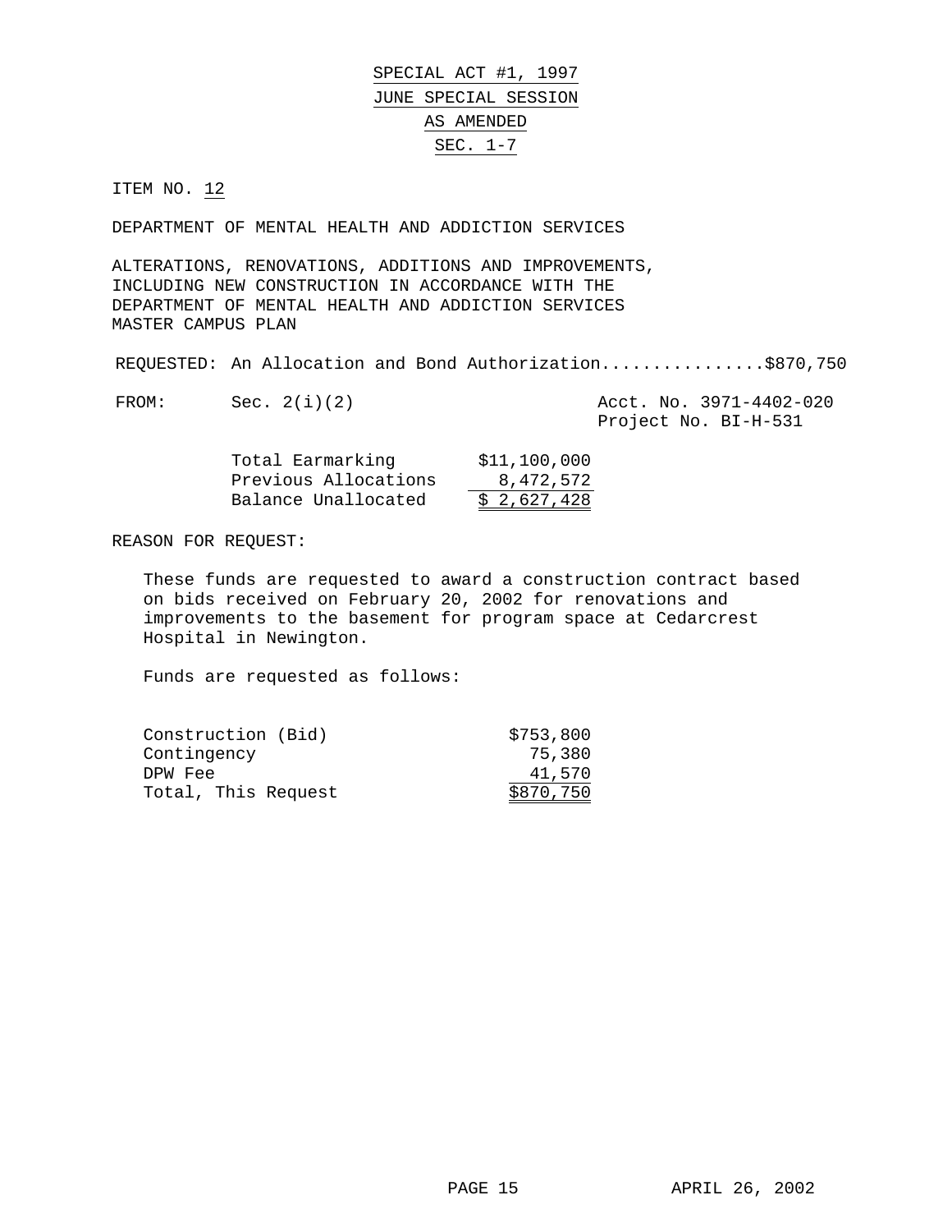SPECIAL ACT #1, 1997

JUNE SPECIAL SESSION

AS AMENDED

SEC. 1-7

ITEM NO. 12

DEPARTMENT OF MENTAL HEALTH AND ADDICTION SERVICES

ALTERATIONS, RENOVATIONS, ADDITIONS AND IMPROVEMENTS, INCLUDING NEW CONSTRUCTION IN ACCORDANCE WITH THE DEPARTMENT OF MENTAL HEALTH AND ADDICTION SERVICES MASTER CAMPUS PLAN

REQUESTED: An Allocation and Bond Authorization................$870,750

FROM: Sec. 2(i)(2) — Acct. No. 3971-4402-020, Project No. BI-H-531

| | |
|---|---|
| Total Earmarking | $11,100,000 |
| Previous Allocations | 8,472,572 |
| Balance Unallocated | $ 2,627,428 |

REASON FOR REQUEST:

These funds are requested to award a construction contract based on bids received on February 20, 2002 for renovations and improvements to the basement for program space at Cedarcrest Hospital in Newington.

Funds are requested as follows:

| | |
|---|---|
| Construction (Bid) | $753,800 |
| Contingency | 75,380 |
| DPW Fee | 41,570 |
| Total, This Request | $870,750 |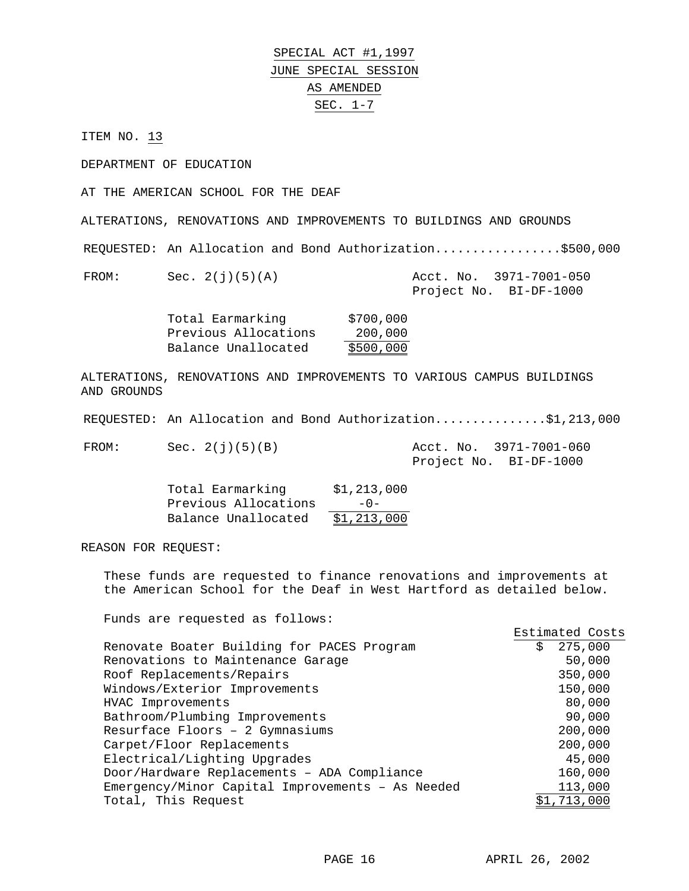SPECIAL ACT #1,1997
JUNE SPECIAL SESSION
AS AMENDED
SEC. 1-7

ITEM NO. 13

DEPARTMENT OF EDUCATION

AT THE AMERICAN SCHOOL FOR THE DEAF

ALTERATIONS, RENOVATIONS AND IMPROVEMENTS TO BUILDINGS AND GROUNDS

REQUESTED: An Allocation and Bond Authorization.................$500,000

FROM: Sec. 2(j)(5)(A) — Acct. No. 3971-7001-050, Project No. BI-DF-1000

| | |
|---|---|
| Total Earmarking | $700,000 |
| Previous Allocations | 200,000 |
| Balance Unallocated | $500,000 |

ALTERATIONS, RENOVATIONS AND IMPROVEMENTS TO VARIOUS CAMPUS BUILDINGS AND GROUNDS

REQUESTED: An Allocation and Bond Authorization..............$1,213,000

FROM: Sec. 2(j)(5)(B) — Acct. No. 3971-7001-060, Project No. BI-DF-1000

| | |
|---|---|
| Total Earmarking | $1,213,000 |
| Previous Allocations | -0- |
| Balance Unallocated | $1,213,000 |

REASON FOR REQUEST:

These funds are requested to finance renovations and improvements at the American School for the Deaf in West Hartford as detailed below.

Funds are requested as follows:

| | Estimated Costs |
|---|---|
| Renovate Boater Building for PACES Program | $ 275,000 |
| Renovations to Maintenance Garage | 50,000 |
| Roof Replacements/Repairs | 350,000 |
| Windows/Exterior Improvements | 150,000 |
| HVAC Improvements | 80,000 |
| Bathroom/Plumbing Improvements | 90,000 |
| Resurface Floors – 2 Gymnasiums | 200,000 |
| Carpet/Floor Replacements | 200,000 |
| Electrical/Lighting Upgrades | 45,000 |
| Door/Hardware Replacements – ADA Compliance | 160,000 |
| Emergency/Minor Capital Improvements – As Needed | 113,000 |
| Total, This Request | $1,713,000 |

APRIL 26, 2002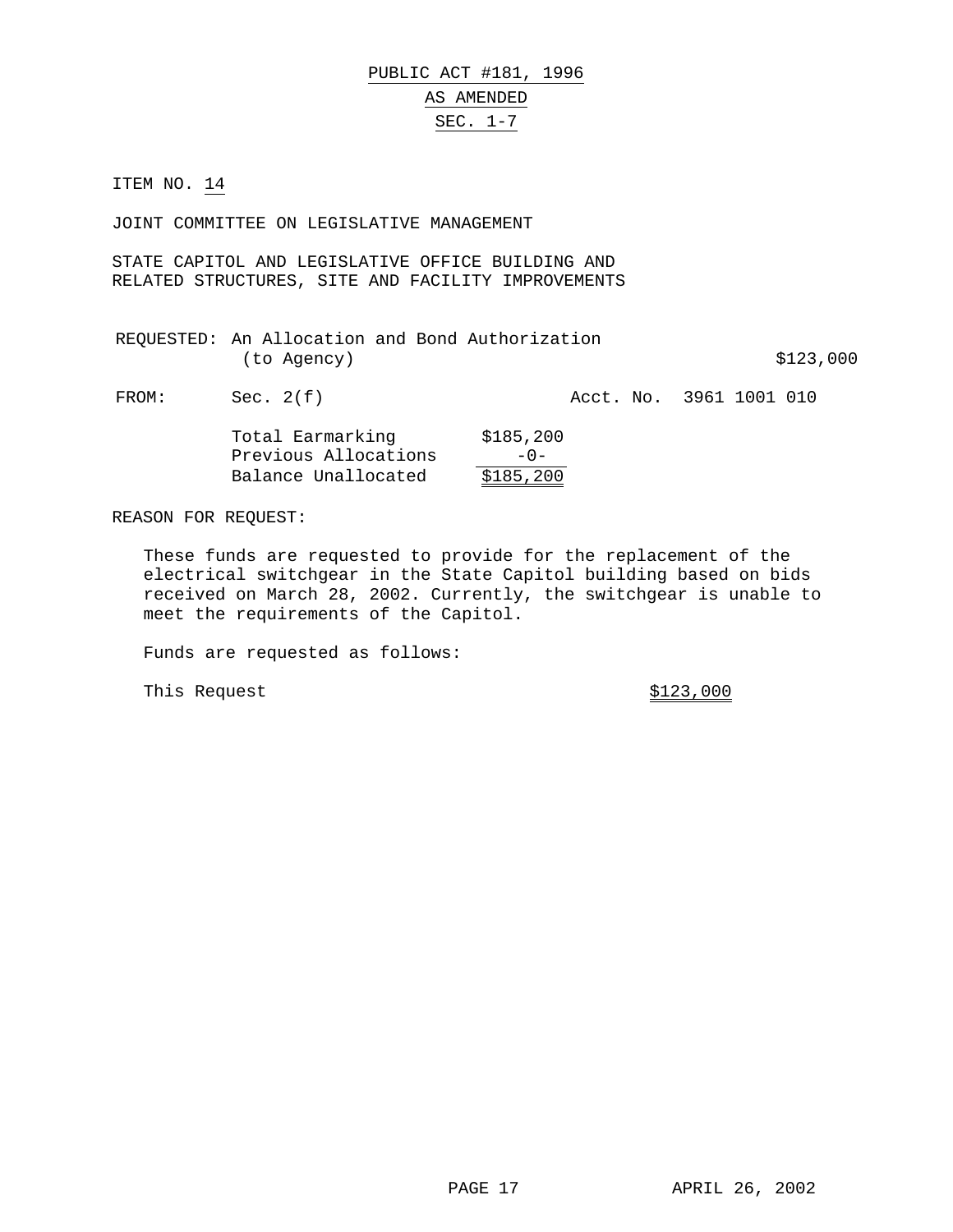PUBLIC ACT #181, 1996
AS AMENDED
SEC. 1-7

ITEM NO. 14

JOINT COMMITTEE ON LEGISLATIVE MANAGEMENT

STATE CAPITOL AND LEGISLATIVE OFFICE BUILDING AND RELATED STRUCTURES, SITE AND FACILITY IMPROVEMENTS

REQUESTED: An Allocation and Bond Authorization (to Agency) $123,000

FROM: Sec. 2(f) Acct. No. 3961 1001 010

| | |
|---|---|
| Total Earmarking | $185,200 |
| Previous Allocations | -0- |
| Balance Unallocated | $185,200 |

REASON FOR REQUEST:

These funds are requested to provide for the replacement of the electrical switchgear in the State Capitol building based on bids received on March 28, 2002. Currently, the switchgear is unable to meet the requirements of the Capitol.

Funds are requested as follows:

This Request $123,000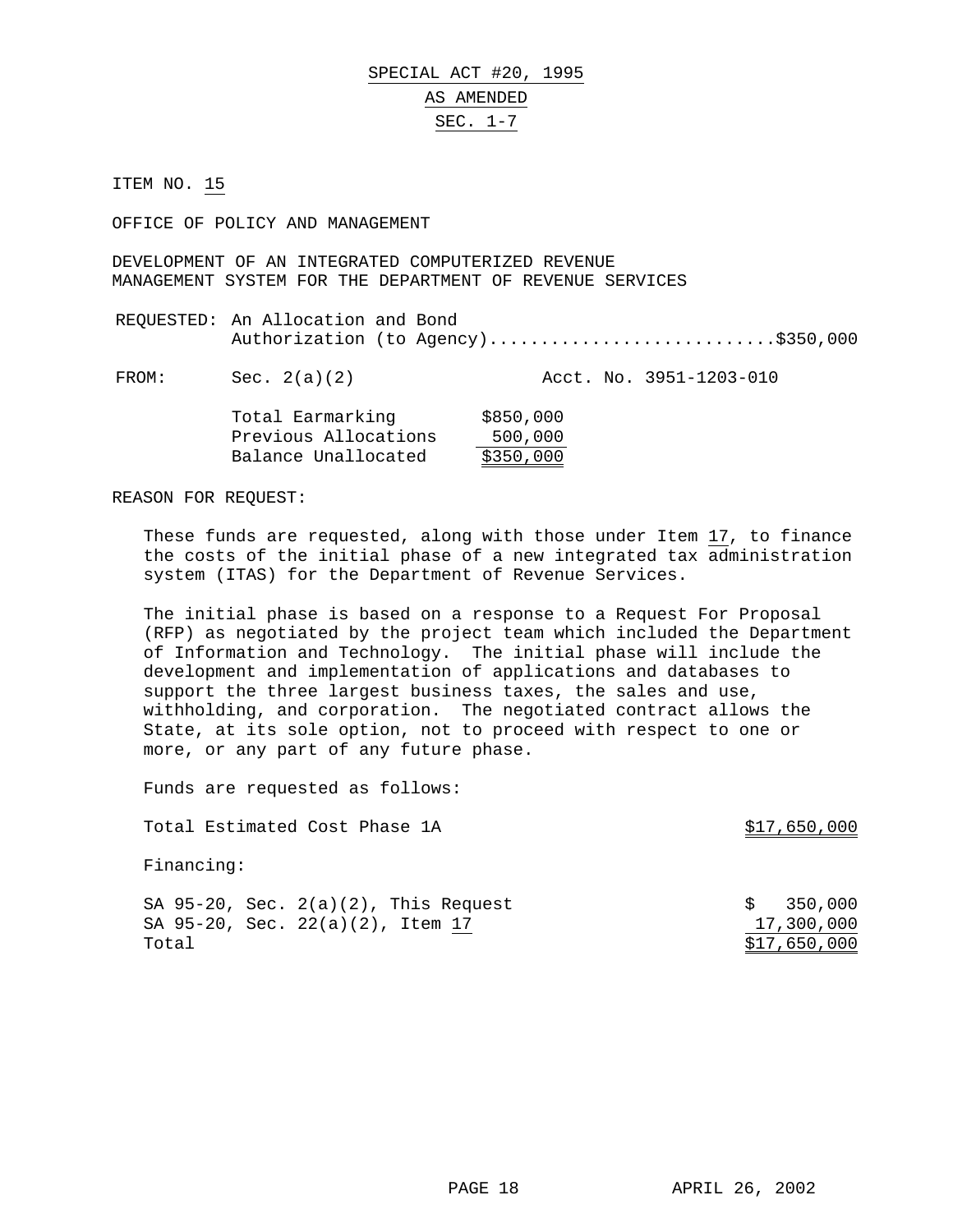SPECIAL ACT #20, 1995

AS AMENDED

SEC. 1-7

ITEM NO. 15

OFFICE OF POLICY AND MANAGEMENT

DEVELOPMENT OF AN INTEGRATED COMPUTERIZED REVENUE MANAGEMENT SYSTEM FOR THE DEPARTMENT OF REVENUE SERVICES

REQUESTED: An Allocation and Bond Authorization (to Agency)...........................$350,000

FROM: Sec. 2(a)(2) Acct. No. 3951-1203-010

| | |
|---|---|
| Total Earmarking | $850,000 |
| Previous Allocations | 500,000 |
| Balance Unallocated | $350,000 |

REASON FOR REQUEST:

These funds are requested, along with those under Item 17, to finance the costs of the initial phase of a new integrated tax administration system (ITAS) for the Department of Revenue Services.

The initial phase is based on a response to a Request For Proposal (RFP) as negotiated by the project team which included the Department of Information and Technology. The initial phase will include the development and implementation of applications and databases to support the three largest business taxes, the sales and use, withholding, and corporation. The negotiated contract allows the State, at its sole option, not to proceed with respect to one or more, or any part of any future phase.

Funds are requested as follows:

| | |
|---|---|
| Total Estimated Cost Phase 1A | $17,650,000 |
| Financing: | |
| SA 95-20, Sec. 2(a)(2), This Request | $ 350,000 |
| SA 95-20, Sec. 22(a)(2), Item 17 | 17,300,000 |
| Total | $17,650,000 |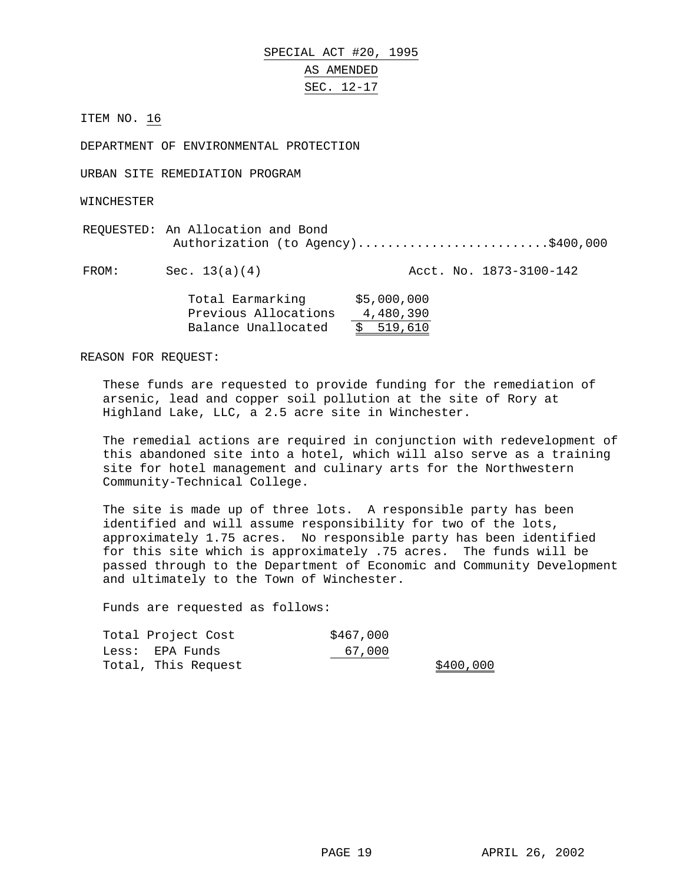# SPECIAL ACT #20, 1995

## AS AMENDED

## SEC. 12-17

ITEM NO. 16

DEPARTMENT OF ENVIRONMENTAL PROTECTION

URBAN SITE REMEDIATION PROGRAM

WINCHESTER

REQUESTED: An Allocation and Bond Authorization (to Agency)..........................$400,000

FROM: Sec. 13(a)(4) Acct. No. 1873-3100-142

| | |
|---|---|
| Total Earmarking | $5,000,000 |
| Previous Allocations | 4,480,390 |
| Balance Unallocated | $ 519,610 |

REASON FOR REQUEST:

These funds are requested to provide funding for the remediation of arsenic, lead and copper soil pollution at the site of Rory at Highland Lake, LLC, a 2.5 acre site in Winchester.

The remedial actions are required in conjunction with redevelopment of this abandoned site into a hotel, which will also serve as a training site for hotel management and culinary arts for the Northwestern Community-Technical College.

The site is made up of three lots. A responsible party has been identified and will assume responsibility for two of the lots, approximately 1.75 acres. No responsible party has been identified for this site which is approximately .75 acres. The funds will be passed through to the Department of Economic and Community Development and ultimately to the Town of Winchester.

Funds are requested as follows:

| | | |
|---|---|---|
| Total Project Cost | $467,000 | |
| Less: EPA Funds | 67,000 | |
| Total, This Request | | $400,000 |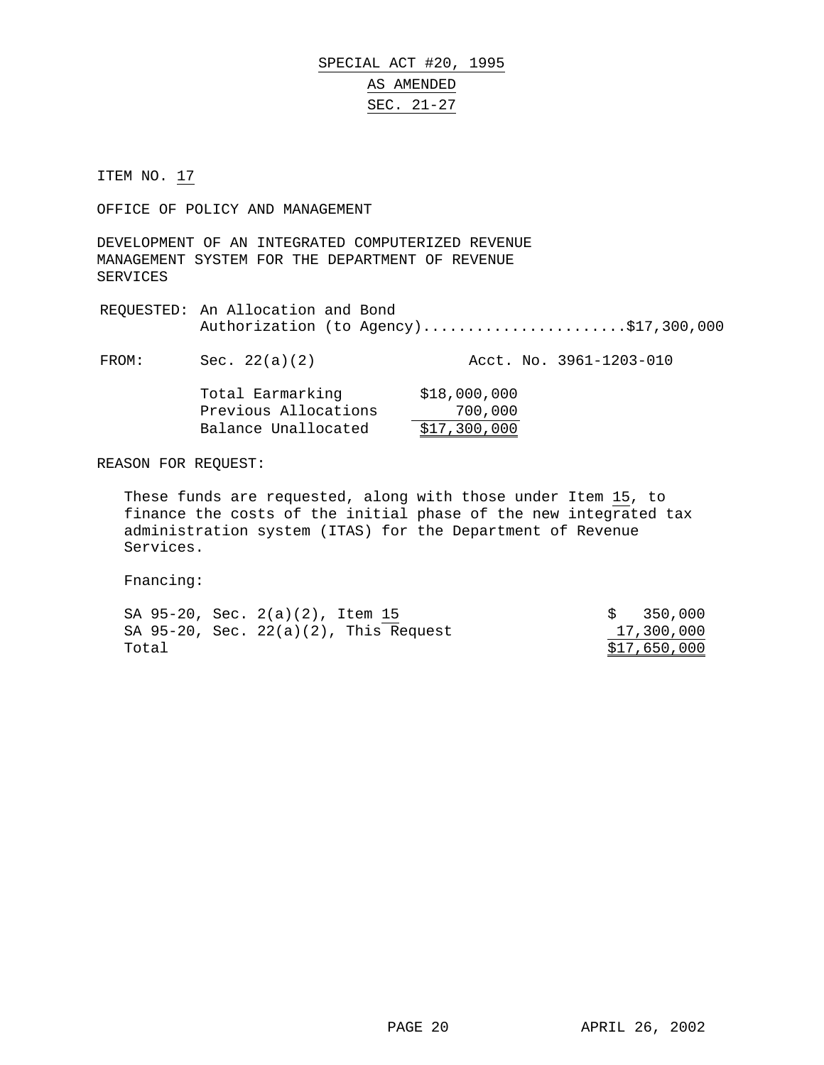SPECIAL ACT #20, 1995

AS AMENDED

SEC. 21-27

ITEM NO. 17

OFFICE OF POLICY AND MANAGEMENT

DEVELOPMENT OF AN INTEGRATED COMPUTERIZED REVENUE MANAGEMENT SYSTEM FOR THE DEPARTMENT OF REVENUE SERVICES

REQUESTED: An Allocation and Bond Authorization (to Agency).......................$17,300,000

FROM: Sec. 22(a)(2) Acct. No. 3961-1203-010

| | |
|---|---|
| Total Earmarking | $18,000,000 |
| Previous Allocations | 700,000 |
| Balance Unallocated | $17,300,000 |

REASON FOR REQUEST:

These funds are requested, along with those under Item 15, to finance the costs of the initial phase of the new integrated tax administration system (ITAS) for the Department of Revenue Services.

Fnancing:

| | |
|---|---|
| SA 95-20, Sec. 2(a)(2), Item 15 | $ 350,000 |
| SA 95-20, Sec. 22(a)(2), This Request | 17,300,000 |
| Total | $17,650,000 |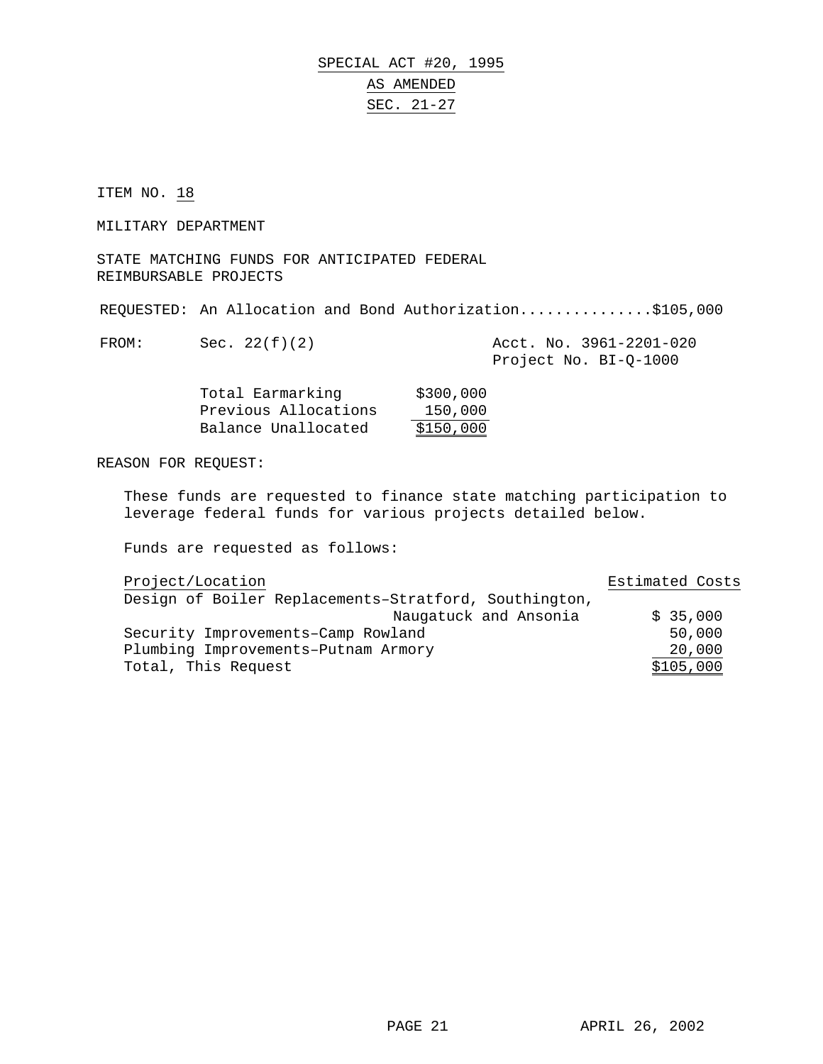# SPECIAL ACT #20, 1995
## AS AMENDED
## SEC. 21-27

ITEM NO. 18

MILITARY DEPARTMENT

STATE MATCHING FUNDS FOR ANTICIPATED FEDERAL REIMBURSABLE PROJECTS

REQUESTED: An Allocation and Bond Authorization...............$105,000

FROM: Sec. 22(f)(2) Acct. No. 3961-2201-020
Project No. BI-Q-1000

| | |
|---|---|
| Total Earmarking | $300,000 |
| Previous Allocations | 150,000 |
| Balance Unallocated | $150,000 |

REASON FOR REQUEST:

These funds are requested to finance state matching participation to leverage federal funds for various projects detailed below.

Funds are requested as follows:

| Project/Location | Estimated Costs |
|---|---|
| Design of Boiler Replacements–Stratford, Southington, Naugatuck and Ansonia | $ 35,000 |
| Security Improvements–Camp Rowland | 50,000 |
| Plumbing Improvements–Putnam Armory | 20,000 |
| Total, This Request | $105,000 |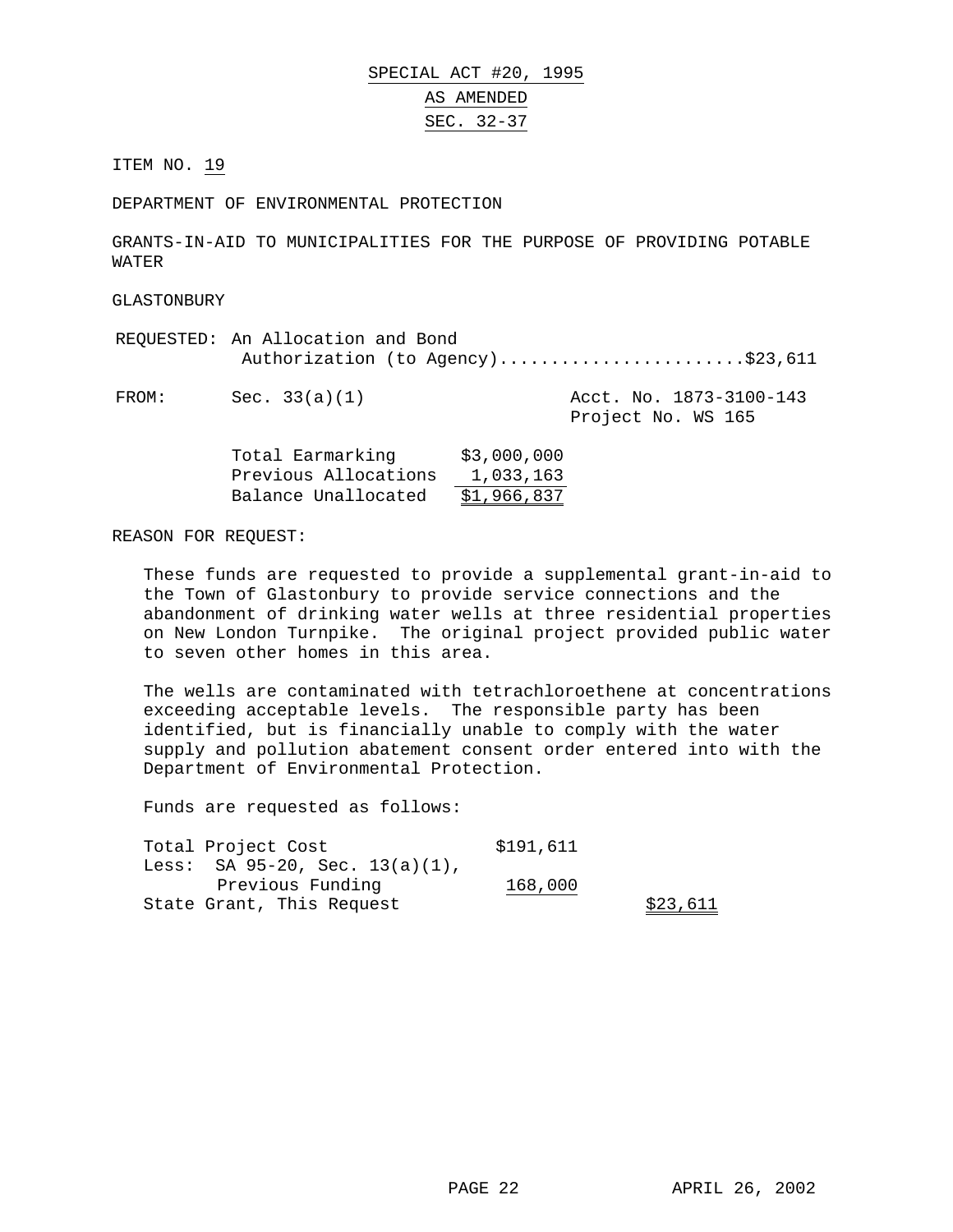SPECIAL ACT #20, 1995

AS AMENDED

SEC. 32-37

ITEM NO. 19

DEPARTMENT OF ENVIRONMENTAL PROTECTION

GRANTS-IN-AID TO MUNICIPALITIES FOR THE PURPOSE OF PROVIDING POTABLE WATER

GLASTONBURY

REQUESTED: An Allocation and Bond Authorization (to Agency)........................$23,611

FROM: Sec. 33(a)(1) Acct. No. 1873-3100-143 Project No. WS 165

| | |
|---|---|
| Total Earmarking | $3,000,000 |
| Previous Allocations | 1,033,163 |
| Balance Unallocated | $1,966,837 |

REASON FOR REQUEST:

These funds are requested to provide a supplemental grant-in-aid to the Town of Glastonbury to provide service connections and the abandonment of drinking water wells at three residential properties on New London Turnpike. The original project provided public water to seven other homes in this area.

The wells are contaminated with tetrachloroethene at concentrations exceeding acceptable levels. The responsible party has been identified, but is financially unable to comply with the water supply and pollution abatement consent order entered into with the Department of Environmental Protection.

Funds are requested as follows:

| | | |
|---|---|---|
| Total Project Cost | $191,611 | |
| Less: SA 95-20, Sec. 13(a)(1), Previous Funding | 168,000 | |
| State Grant, This Request | | $23,611 |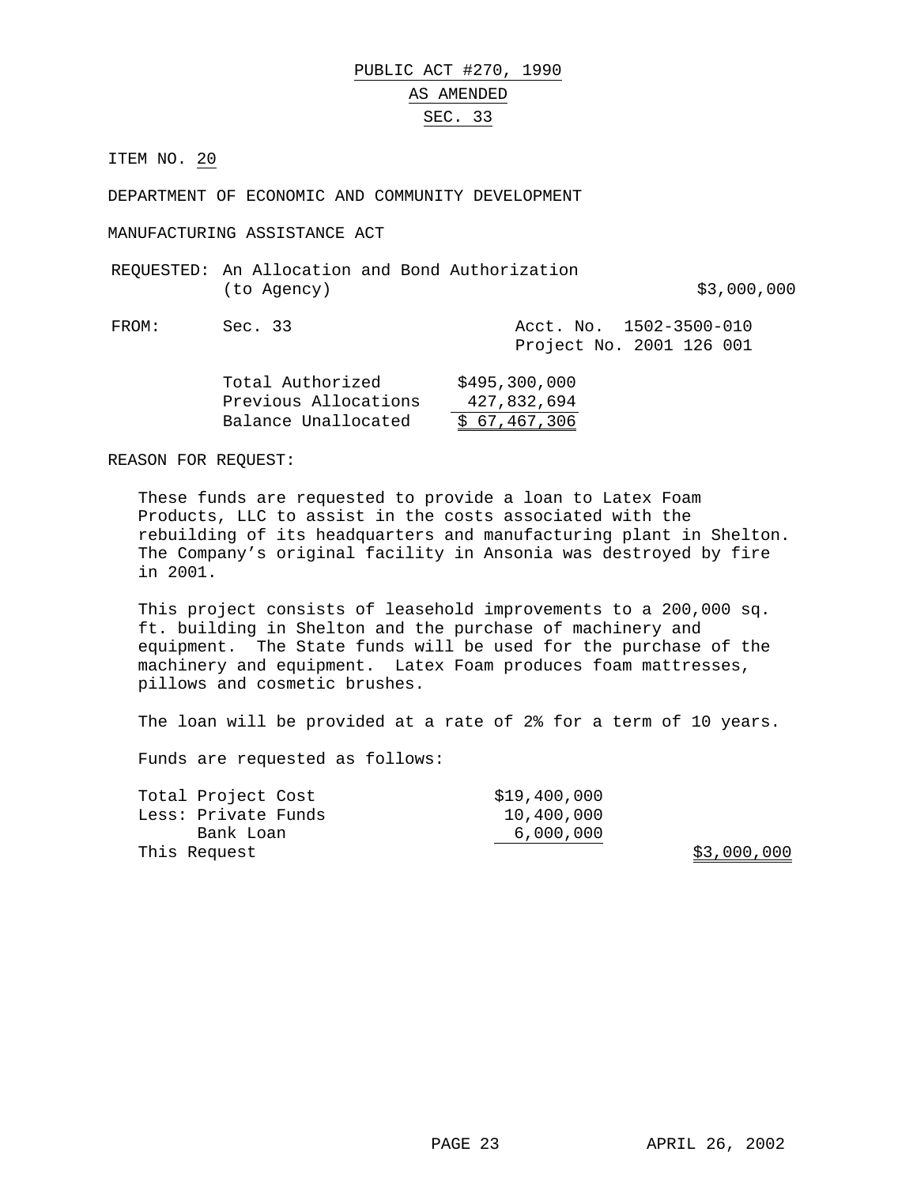PUBLIC ACT #270, 1990

AS AMENDED

SEC. 33

ITEM NO. 20

DEPARTMENT OF ECONOMIC AND COMMUNITY DEVELOPMENT

MANUFACTURING ASSISTANCE ACT

| | | |
|---|---|---|
| REQUESTED: | An Allocation and Bond Authorization (to Agency) | $3,000,000 |
| FROM: | Sec. 33 | Acct. No. 1502-3500-010<br>Project No. 2001 126 001 |

| | |
|---|---|
| Total Authorized | $495,300,000 |
| Previous Allocations | 427,832,694 |
| Balance Unallocated | $ 67,467,306 |

REASON FOR REQUEST:

These funds are requested to provide a loan to Latex Foam Products, LLC to assist in the costs associated with the rebuilding of its headquarters and manufacturing plant in Shelton. The Company's original facility in Ansonia was destroyed by fire in 2001.

This project consists of leasehold improvements to a 200,000 sq. ft. building in Shelton and the purchase of machinery and equipment. The State funds will be used for the purchase of the machinery and equipment. Latex Foam produces foam mattresses, pillows and cosmetic brushes.

The loan will be provided at a rate of 2% for a term of 10 years.

Funds are requested as follows:

| | | |
|---|---|---|
| Total Project Cost | $19,400,000 | |
| Less: Private Funds | 10,400,000 | |
| Bank Loan | 6,000,000 | |
| This Request | | $3,000,000 |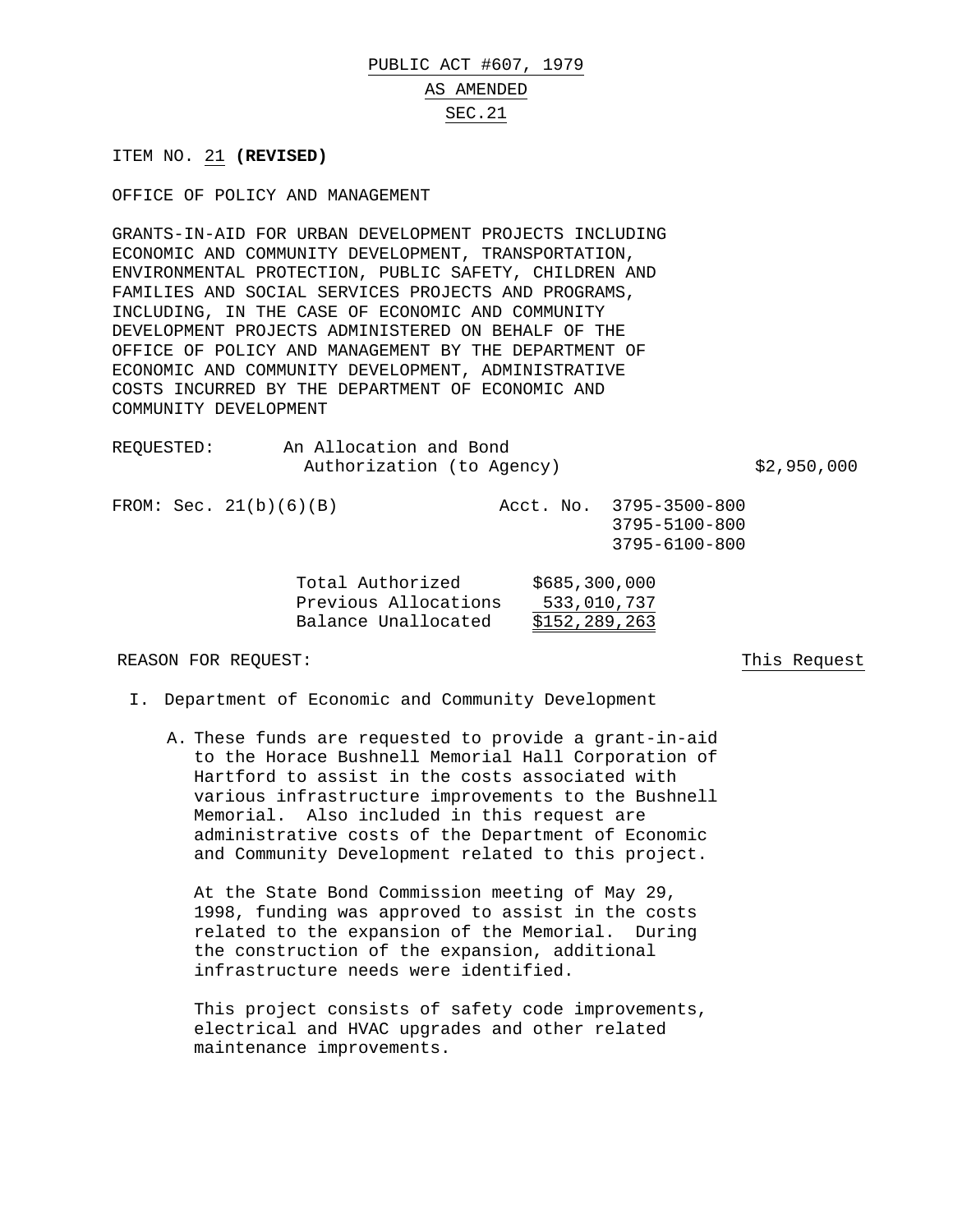PUBLIC ACT #607, 1979

AS AMENDED

SEC.21

ITEM NO. 21 **(REVISED)**

OFFICE OF POLICY AND MANAGEMENT

GRANTS-IN-AID FOR URBAN DEVELOPMENT PROJECTS INCLUDING ECONOMIC AND COMMUNITY DEVELOPMENT, TRANSPORTATION, ENVIRONMENTAL PROTECTION, PUBLIC SAFETY, CHILDREN AND FAMILIES AND SOCIAL SERVICES PROJECTS AND PROGRAMS, INCLUDING, IN THE CASE OF ECONOMIC AND COMMUNITY DEVELOPMENT PROJECTS ADMINISTERED ON BEHALF OF THE OFFICE OF POLICY AND MANAGEMENT BY THE DEPARTMENT OF ECONOMIC AND COMMUNITY DEVELOPMENT, ADMINISTRATIVE COSTS INCURRED BY THE DEPARTMENT OF ECONOMIC AND COMMUNITY DEVELOPMENT

REQUESTED: An Allocation and Bond Authorization (to Agency) $2,950,000

FROM: Sec. 21(b)(6)(B) Acct. No. 3795-3500-800
3795-5100-800
3795-6100-800

| | |
|---|---|
| Total Authorized | $685,300,000 |
| Previous Allocations | 533,010,737 |
| Balance Unallocated | $152,289,263 |

REASON FOR REQUEST: This Request

I. Department of Economic and Community Development

A. These funds are requested to provide a grant-in-aid to the Horace Bushnell Memorial Hall Corporation of Hartford to assist in the costs associated with various infrastructure improvements to the Bushnell Memorial. Also included in this request are administrative costs of the Department of Economic and Community Development related to this project.

At the State Bond Commission meeting of May 29, 1998, funding was approved to assist in the costs related to the expansion of the Memorial. During the construction of the expansion, additional infrastructure needs were identified.

This project consists of safety code improvements, electrical and HVAC upgrades and other related maintenance improvements.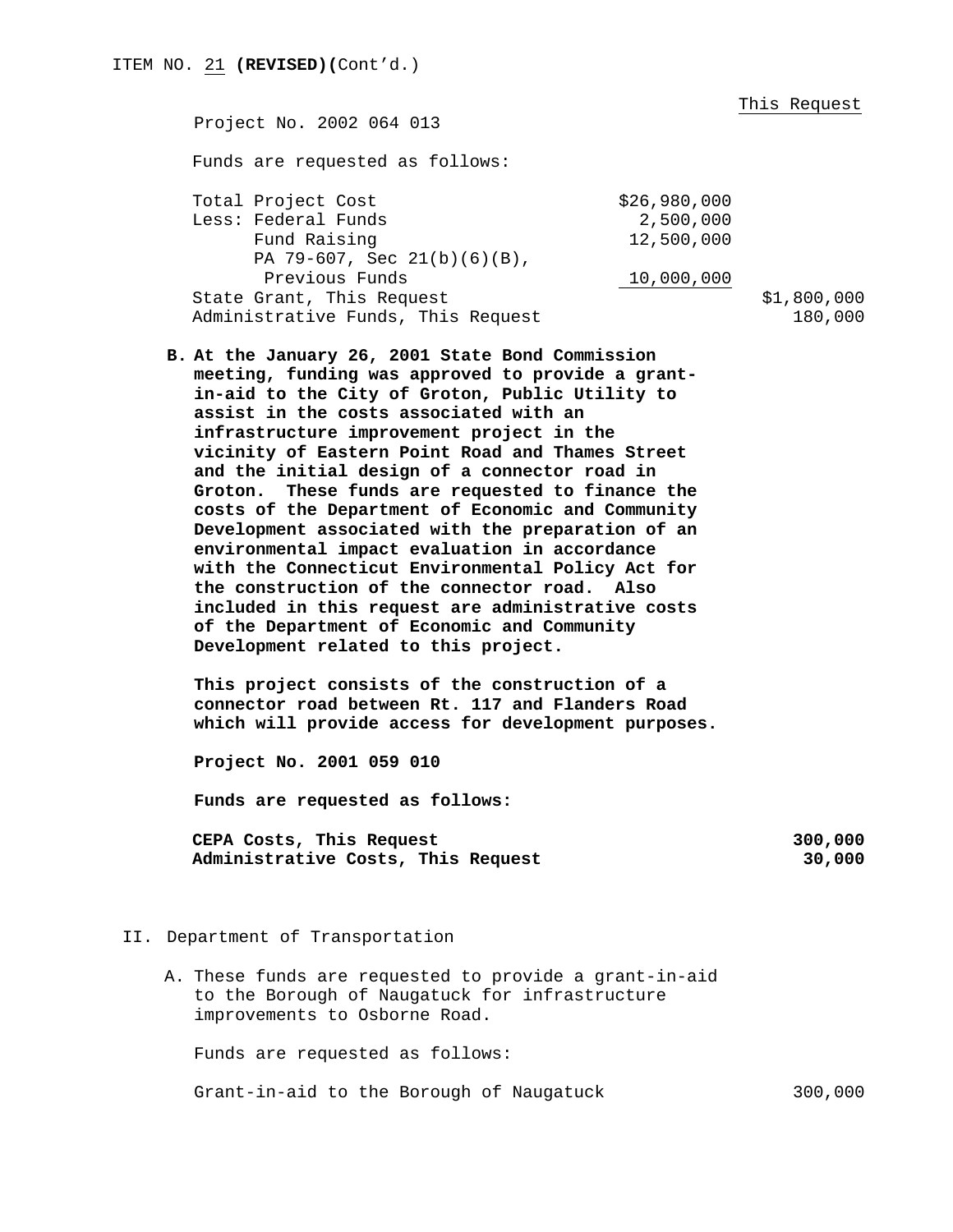ITEM NO. 21 **(REVISED)(**Cont'd.)

Project No. 2002 064 013

Funds are requested as follows:

| | | This Request |
|---|---|---|
| Total Project Cost | $26,980,000 | |
| Less: Federal Funds | 2,500,000 | |
| Fund Raising | 12,500,000 | |
| PA 79-607, Sec 21(b)(6)(B), Previous Funds | 10,000,000 | |
| State Grant, This Request | | $1,800,000 |
| Administrative Funds, This Request | | 180,000 |

**B. At the January 26, 2001 State Bond Commission meeting, funding was approved to provide a grant-in-aid to the City of Groton, Public Utility to assist in the costs associated with an infrastructure improvement project in the vicinity of Eastern Point Road and Thames Street and the initial design of a connector road in Groton. These funds are requested to finance the costs of the Department of Economic and Community Development associated with the preparation of an environmental impact evaluation in accordance with the Connecticut Environmental Policy Act for the construction of the connector road. Also included in this request are administrative costs of the Department of Economic and Community Development related to this project.**

**This project consists of the construction of a connector road between Rt. 117 and Flanders Road which will provide access for development purposes.**

**Project No. 2001 059 010**

**Funds are requested as follows:**

| | |
|---|---|
| **CEPA Costs, This Request** | **300,000** |
| **Administrative Costs, This Request** | **30,000** |

II. Department of Transportation

A. These funds are requested to provide a grant-in-aid to the Borough of Naugatuck for infrastructure improvements to Osborne Road.

Funds are requested as follows:

| | |
|---|---|
| Grant-in-aid to the Borough of Naugatuck | 300,000 |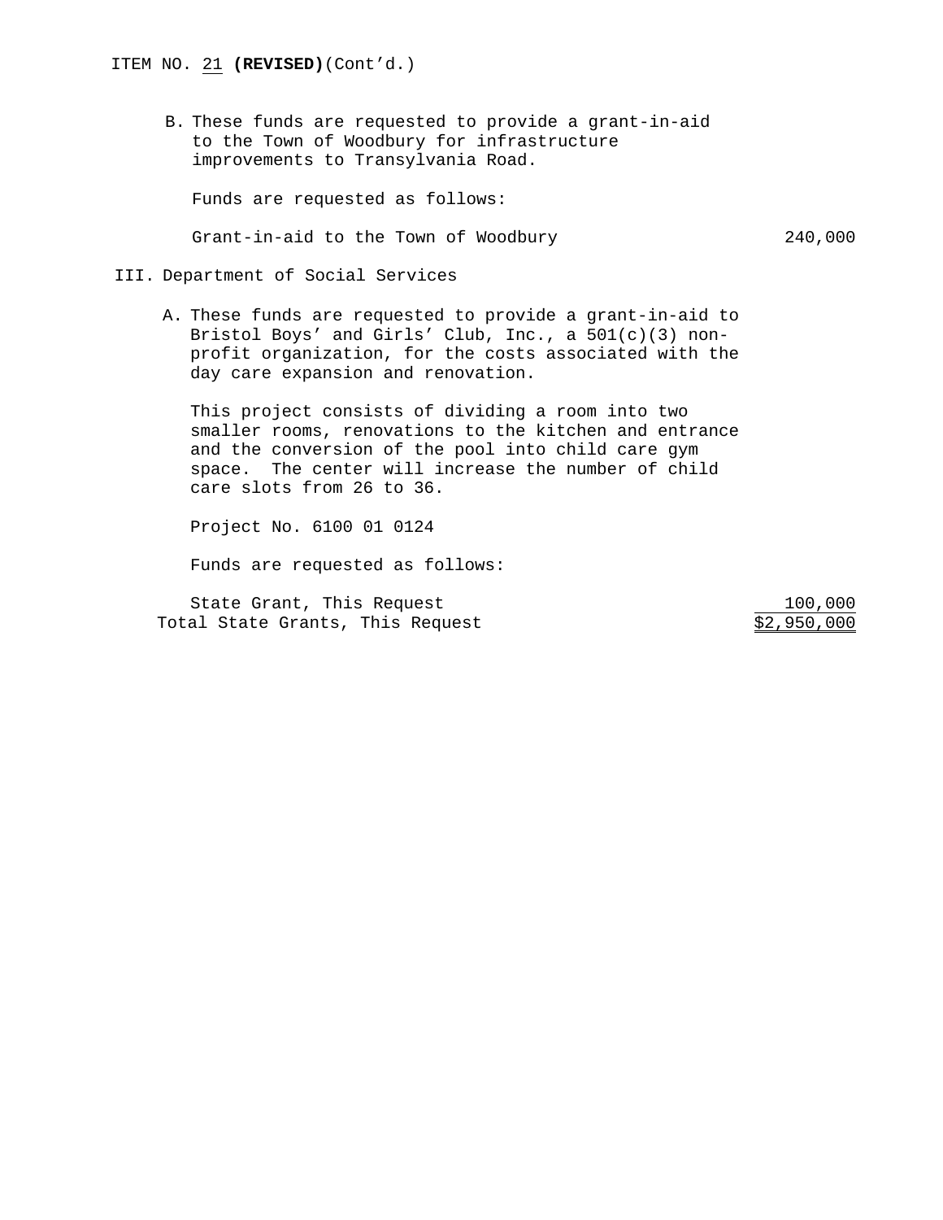ITEM NO. 21 **(REVISED)**(Cont'd.)

B. These funds are requested to provide a grant-in-aid to the Town of Woodbury for infrastructure improvements to Transylvania Road.

Funds are requested as follows:

| | |
|---|---:|
| Grant-in-aid to the Town of Woodbury | 240,000 |

III. Department of Social Services

A. These funds are requested to provide a grant-in-aid to Bristol Boys' and Girls' Club, Inc., a 501(c)(3) non-profit organization, for the costs associated with the day care expansion and renovation.

This project consists of dividing a room into two smaller rooms, renovations to the kitchen and entrance and the conversion of the pool into child care gym space. The center will increase the number of child care slots from 26 to 36.

Project No. 6100 01 0124

Funds are requested as follows:

| | |
|---|---:|
| State Grant, This Request | 100,000 |
| Total State Grants, This Request | $2,950,000 |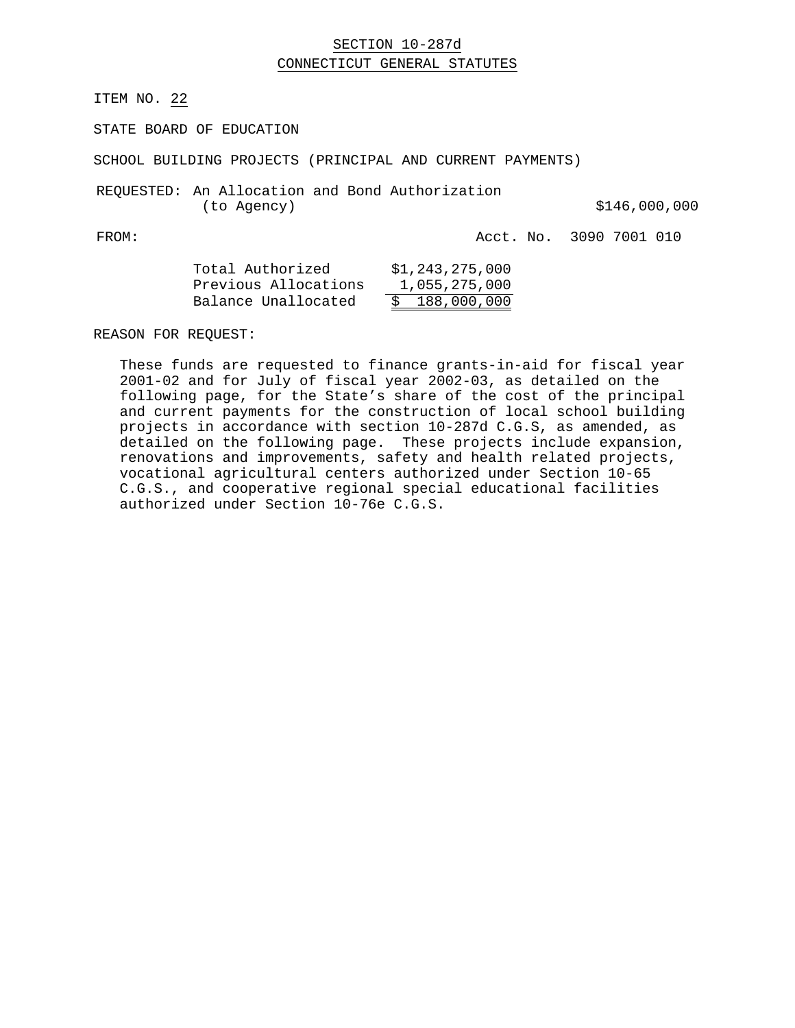SECTION 10-287d

CONNECTICUT GENERAL STATUTES

ITEM NO. 22

STATE BOARD OF EDUCATION

SCHOOL BUILDING PROJECTS (PRINCIPAL AND CURRENT PAYMENTS)

REQUESTED: An Allocation and Bond Authorization (to Agency) $146,000,000

FROM: Acct. No. 3090 7001 010

| | |
|---|---|
| Total Authorized | $1,243,275,000 |
| Previous Allocations | 1,055,275,000 |
| Balance Unallocated | $ 188,000,000 |

REASON FOR REQUEST:

These funds are requested to finance grants-in-aid for fiscal year 2001-02 and for July of fiscal year 2002-03, as detailed on the following page, for the State's share of the cost of the principal and current payments for the construction of local school building projects in accordance with section 10-287d C.G.S, as amended, as detailed on the following page. These projects include expansion, renovations and improvements, safety and health related projects, vocational agricultural centers authorized under Section 10-65 C.G.S., and cooperative regional special educational facilities authorized under Section 10-76e C.G.S.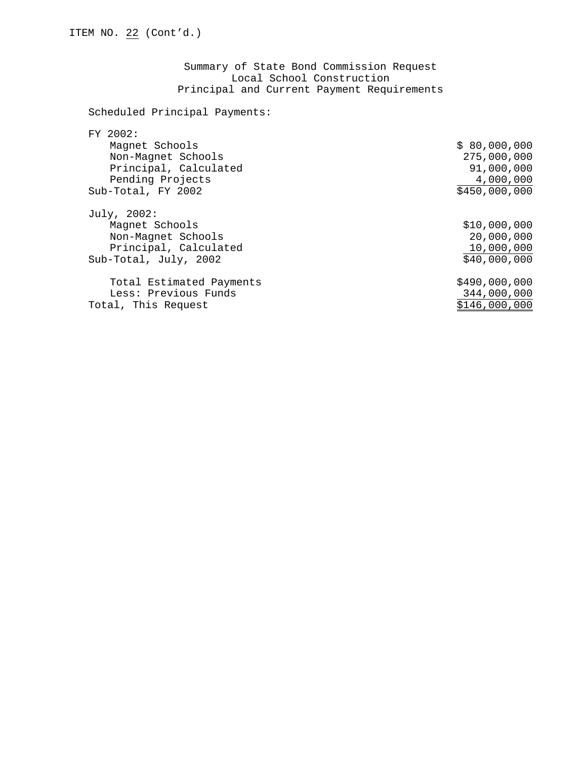ITEM NO. 22 (Cont'd.)

Summary of State Bond Commission Request
Local School Construction
Principal and Current Payment Requirements

Scheduled Principal Payments:

| | |
|---|---|
| FY 2002: | |
| Magnet Schools | $ 80,000,000 |
| Non-Magnet Schools | 275,000,000 |
| Principal, Calculated | 91,000,000 |
| Pending Projects | 4,000,000 |
| Sub-Total, FY 2002 | $450,000,000 |
| July, 2002: | |
| Magnet Schools | $10,000,000 |
| Non-Magnet Schools | 20,000,000 |
| Principal, Calculated | 10,000,000 |
| Sub-Total, July, 2002 | $40,000,000 |
| Total Estimated Payments | $490,000,000 |
| Less: Previous Funds | 344,000,000 |
| Total, This Request | $146,000,000 |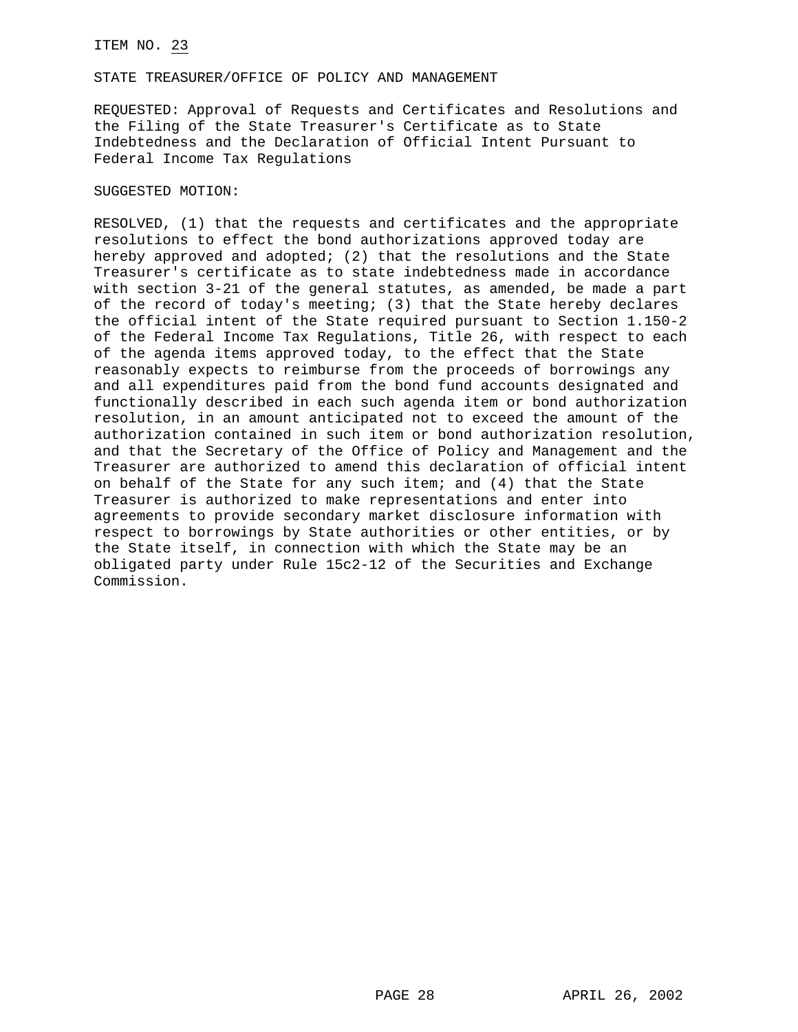ITEM NO. 23

STATE TREASURER/OFFICE OF POLICY AND MANAGEMENT

REQUESTED: Approval of Requests and Certificates and Resolutions and the Filing of the State Treasurer's Certificate as to State Indebtedness and the Declaration of Official Intent Pursuant to Federal Income Tax Regulations

SUGGESTED MOTION:

RESOLVED, (1) that the requests and certificates and the appropriate resolutions to effect the bond authorizations approved today are hereby approved and adopted; (2) that the resolutions and the State Treasurer's certificate as to state indebtedness made in accordance with section 3-21 of the general statutes, as amended, be made a part of the record of today's meeting; (3) that the State hereby declares the official intent of the State required pursuant to Section 1.150-2 of the Federal Income Tax Regulations, Title 26, with respect to each of the agenda items approved today, to the effect that the State reasonably expects to reimburse from the proceeds of borrowings any and all expenditures paid from the bond fund accounts designated and functionally described in each such agenda item or bond authorization resolution, in an amount anticipated not to exceed the amount of the authorization contained in such item or bond authorization resolution, and that the Secretary of the Office of Policy and Management and the Treasurer are authorized to amend this declaration of official intent on behalf of the State for any such item; and (4) that the State Treasurer is authorized to make representations and enter into agreements to provide secondary market disclosure information with respect to borrowings by State authorities or other entities, or by the State itself, in connection with which the State may be an obligated party under Rule 15c2-12 of the Securities and Exchange Commission.